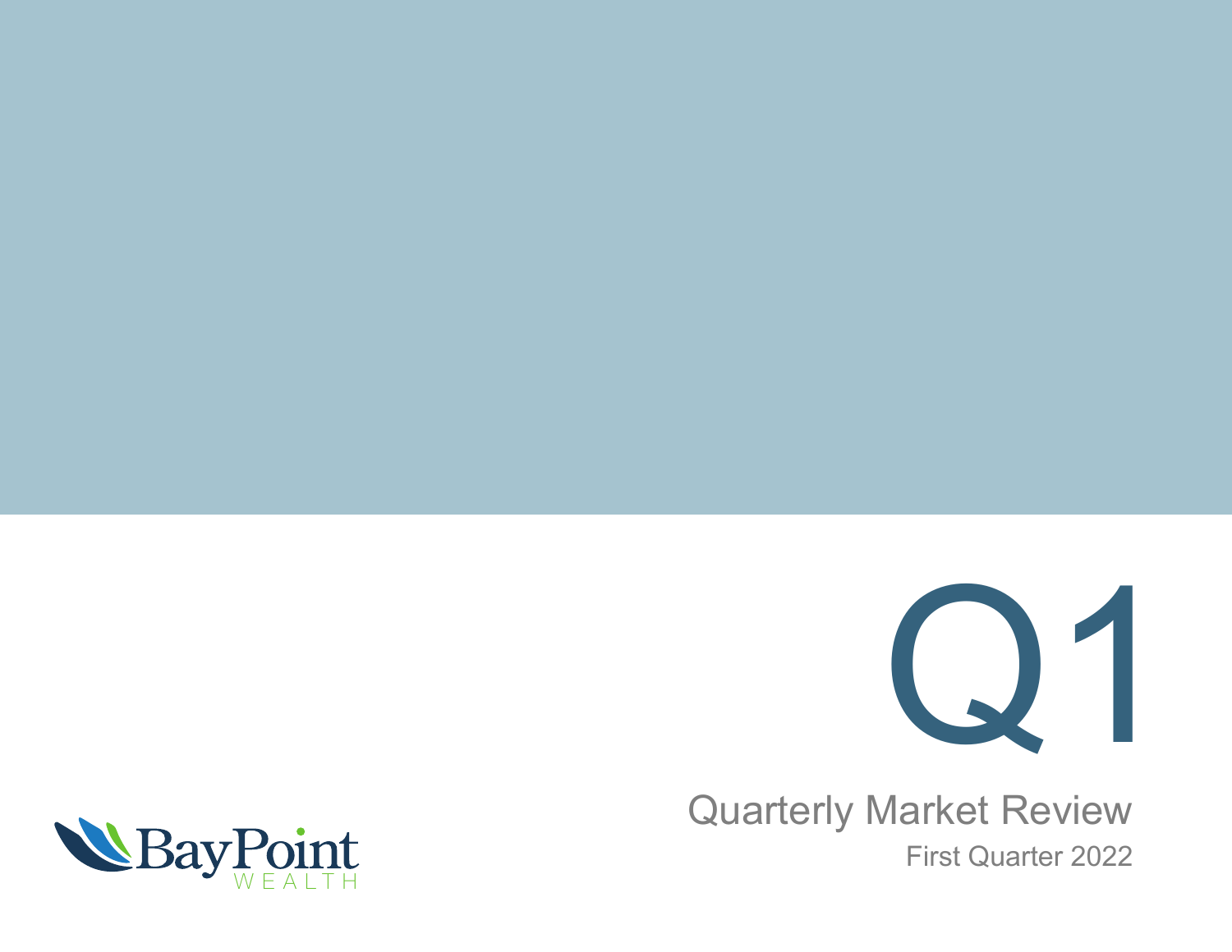# Q1

## Quarterly Market Review

First Quarter 2022

BayPoint WEALTH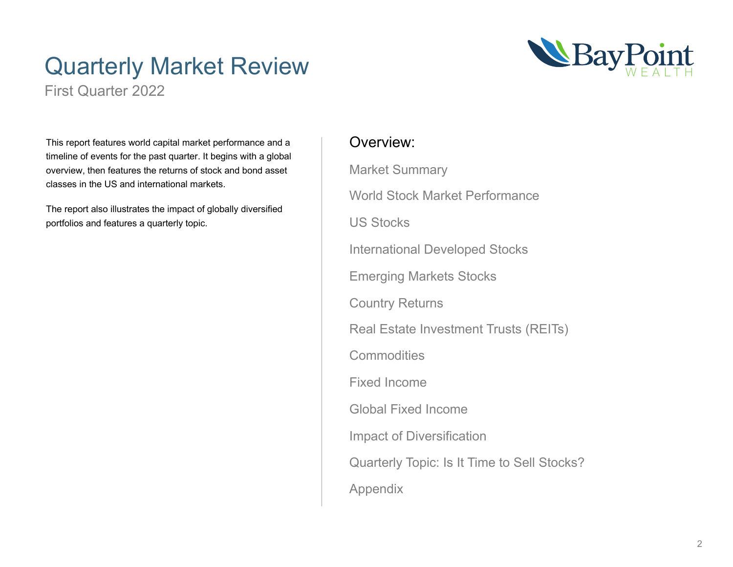# Quarterly Market Review

First Quarter 2022

This report features world capital market performance and a timeline of events for the past quarter. It begins with a global overview, then features the returns of stock and bond asset classes in the US and international markets.

The report also illustrates the impact of globally diversified portfolios and features a quarterly topic.

## Overview:

Market Summary

World Stock Market Performance

US Stocks

International Developed Stocks

Emerging Markets Stocks

Country Returns

Real Estate Investment Trusts (REITs)

Commodities

Fixed Income

Global Fixed Income

Impact of Diversification

Quarterly Topic: Is It Time to Sell Stocks?

Appendix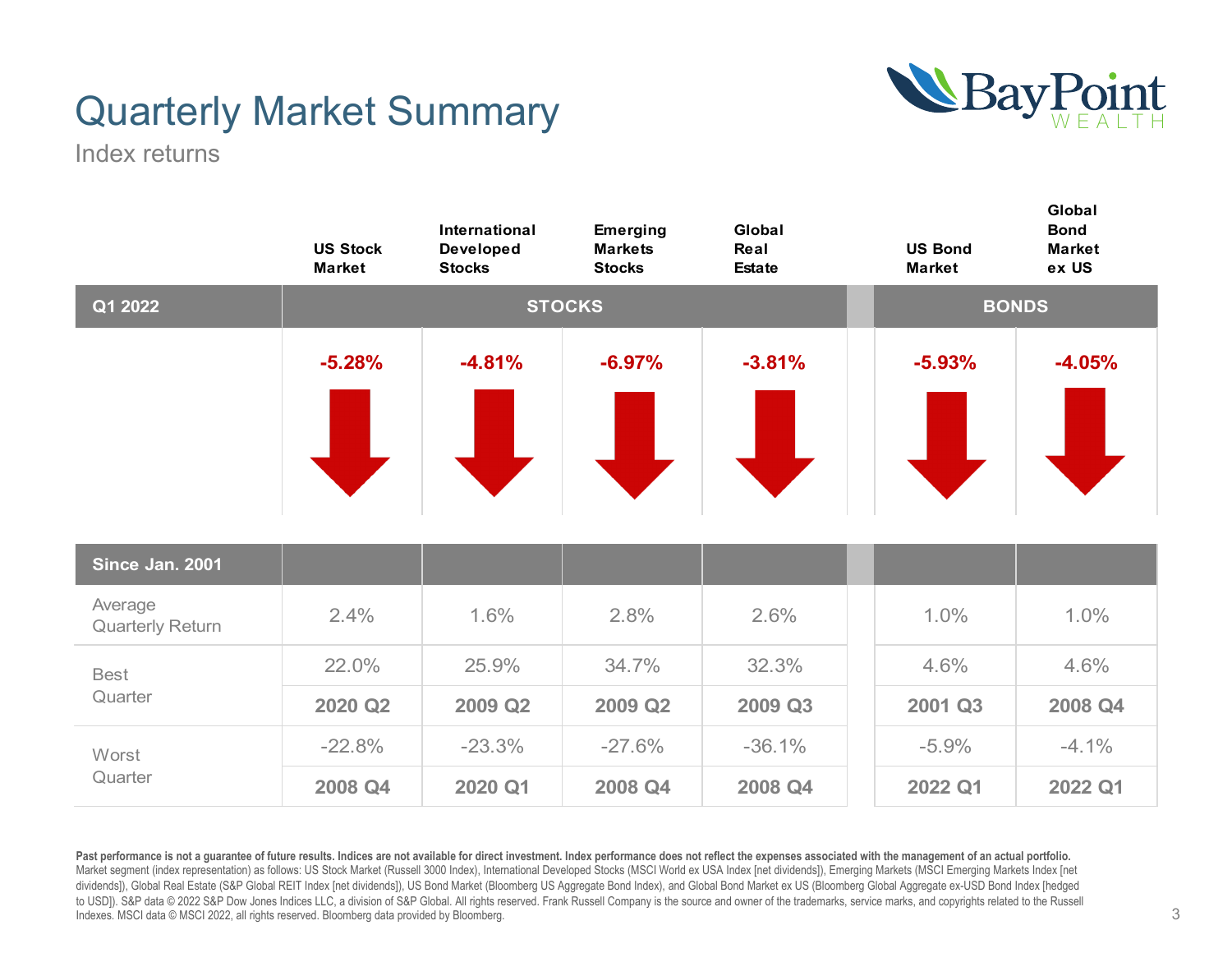# Quarterly Market Summary

Index returns

| | US Stock Market | International Developed Stocks | Emerging Markets Stocks | Global Real Estate | US Bond Market | Global Bond Market ex US |
|---|---|---|---|---|---|---|
| **Q1 2022** | **STOCKS** | | | | **BONDS** | |
| | -5.28% | -4.81% | -6.97% | -3.81% | -5.93% | -4.05% |

| **Since Jan. 2001** | US Stock Market | International Developed Stocks | Emerging Markets Stocks | Global Real Estate | US Bond Market | Global Bond Market ex US |
|---|---|---|---|---|---|---|
| Average Quarterly Return | 2.4% | 1.6% | 2.8% | 2.6% | 1.0% | 1.0% |
| Best Quarter | 22.0% | 25.9% | 34.7% | 32.3% | 4.6% | 4.6% |
| | **2020 Q2** | **2009 Q2** | **2009 Q2** | **2009 Q3** | **2001 Q3** | **2008 Q4** |
| Worst Quarter | -22.8% | -23.3% | -27.6% | -36.1% | -5.9% | -4.1% |
| | **2008 Q4** | **2020 Q1** | **2008 Q4** | **2008 Q4** | **2022 Q1** | **2022 Q1** |

**Past performance is not a guarantee of future results. Indices are not available for direct investment. Index performance does not reflect the expenses associated with the management of an actual portfolio.**
Market segment (index representation) as follows: US Stock Market (Russell 3000 Index), International Developed Stocks (MSCI World ex USA Index [net dividends]), Emerging Markets (MSCI Emerging Markets Index [net dividends]), Global Real Estate (S&P Global REIT Index [net dividends]), US Bond Market (Bloomberg US Aggregate Bond Index), and Global Bond Market ex US (Bloomberg Global Aggregate ex-USD Bond Index [hedged to USD]). S&P data © 2022 S&P Dow Jones Indices LLC, a division of S&P Global. All rights reserved. Frank Russell Company is the source and owner of the trademarks, service marks, and copyrights related to the Russell Indexes. MSCI data © MSCI 2022, all rights reserved. Bloomberg data provided by Bloomberg.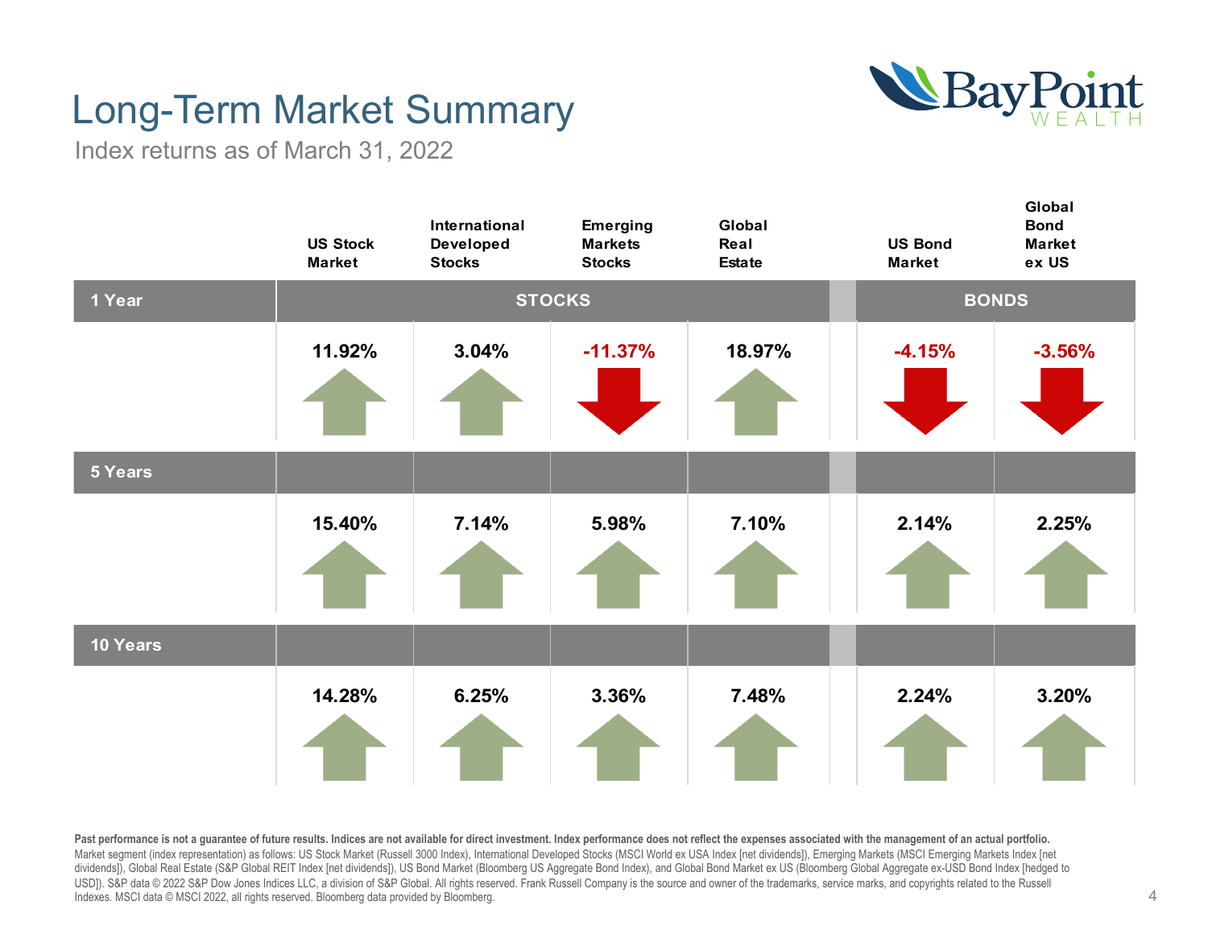# Long-Term Market Summary

Index returns as of March 31, 2022

| | STOCKS | | | | BONDS | |
|---|---|---|---|---|---|---|
| | US Stock Market | International Developed Stocks | Emerging Markets Stocks | Global Real Estate | US Bond Market | Global Bond Market ex US |
| 1 Year | 11.92% | 3.04% | -11.37% | 18.97% | -4.15% | -3.56% |
| 5 Years | 15.40% | 7.14% | 5.98% | 7.10% | 2.14% | 2.25% |
| 10 Years | 14.28% | 6.25% | 3.36% | 7.48% | 2.24% | 3.20% |

**Past performance is not a guarantee of future results. Indices are not available for direct investment. Index performance does not reflect the expenses associated with the management of an actual portfolio.**
Market segment (index representation) as follows: US Stock Market (Russell 3000 Index), International Developed Stocks (MSCI World ex USA Index [net dividends]), Emerging Markets (MSCI Emerging Markets Index [net dividends]), Global Real Estate (S&P Global REIT Index [net dividends]), US Bond Market (Bloomberg US Aggregate Bond Index), and Global Bond Market ex US (Bloomberg Global Aggregate ex-USD Bond Index [hedged to USD]). S&P data © 2022 S&P Dow Jones Indices LLC, a division of S&P Global. All rights reserved. Frank Russell Company is the source and owner of the trademarks, service marks, and copyrights related to the Russell Indexes. MSCI data © MSCI 2022, all rights reserved. Bloomberg data provided by Bloomberg.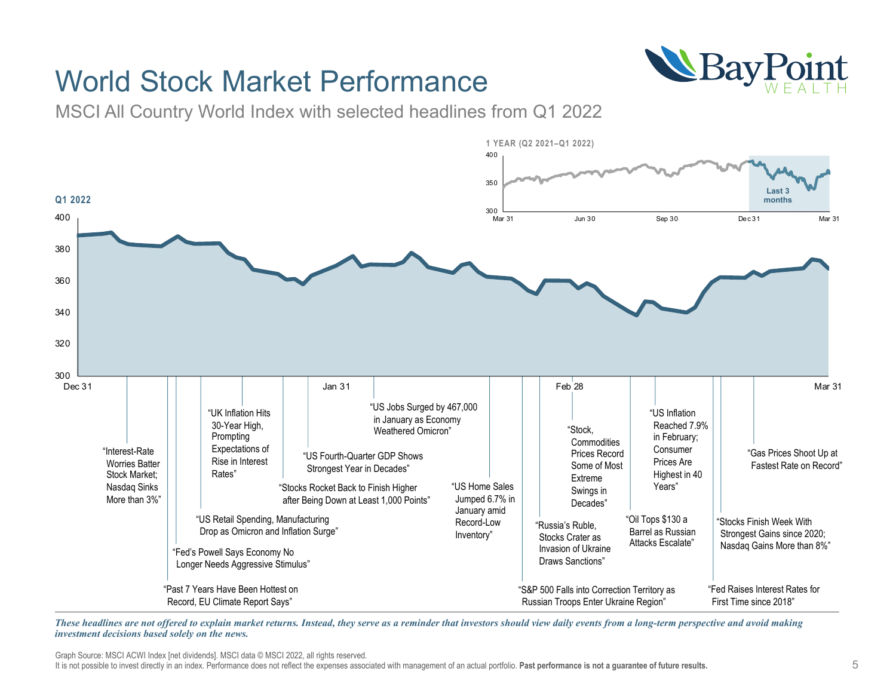# World Stock Market Performance

MSCI All Country World Index with selected headlines from Q1 2022

**1 YEAR (Q2 2021–Q1 2022)**

400
350
300

Mar 31 Jun 30 Sep 30 Dec 31 Mar 31

Last 3 months

**Q1 2022**

400
380
360
340
320
300

Dec 31 Jan 31 Feb 28 Mar 31

"Interest-Rate Worries Batter Stock Market; Nasdaq Sinks More than 3%"

"Past 7 Years Have Been Hottest on Record, EU Climate Report Says"

"Fed's Powell Says Economy No Longer Needs Aggressive Stimulus"

"US Retail Spending, Manufacturing Drop as Omicron and Inflation Surge"

"UK Inflation Hits 30-Year High, Prompting Expectations of Rise in Interest Rates"

"Stocks Rocket Back to Finish Higher after Being Down at Least 1,000 Points"

"US Fourth-Quarter GDP Shows Strongest Year in Decades"

"US Jobs Surged by 467,000 in January as Economy Weathered Omicron"

"US Home Sales Jumped 6.7% in January amid Record-Low Inventory"

"S&P 500 Falls into Correction Territory as Russian Troops Enter Ukraine Region"

"Russia's Ruble, Stocks Crater as Invasion of Ukraine Draws Sanctions"

"Stock, Commodities Prices Record Some of Most Extreme Swings in Decades"

"Oil Tops $130 a Barrel as Russian Attacks Escalate"

"US Inflation Reached 7.9% in February; Consumer Prices Are Highest in 40 Years"

"Fed Raises Interest Rates for First Time since 2018"

"Stocks Finish Week With Strongest Gains since 2020; Nasdaq Gains More than 8%"

"Gas Prices Shoot Up at Fastest Rate on Record"

*These headlines are not offered to explain market returns. Instead, they serve as a reminder that investors should view daily events from a long-term perspective and avoid making investment decisions based solely on the news.*

Graph Source: MSCI ACWI Index [net dividends]. MSCI data © MSCI 2022, all rights reserved.
It is not possible to invest directly in an index. Performance does not reflect the expenses associated with management of an actual portfolio. **Past performance is not a guarantee of future results.**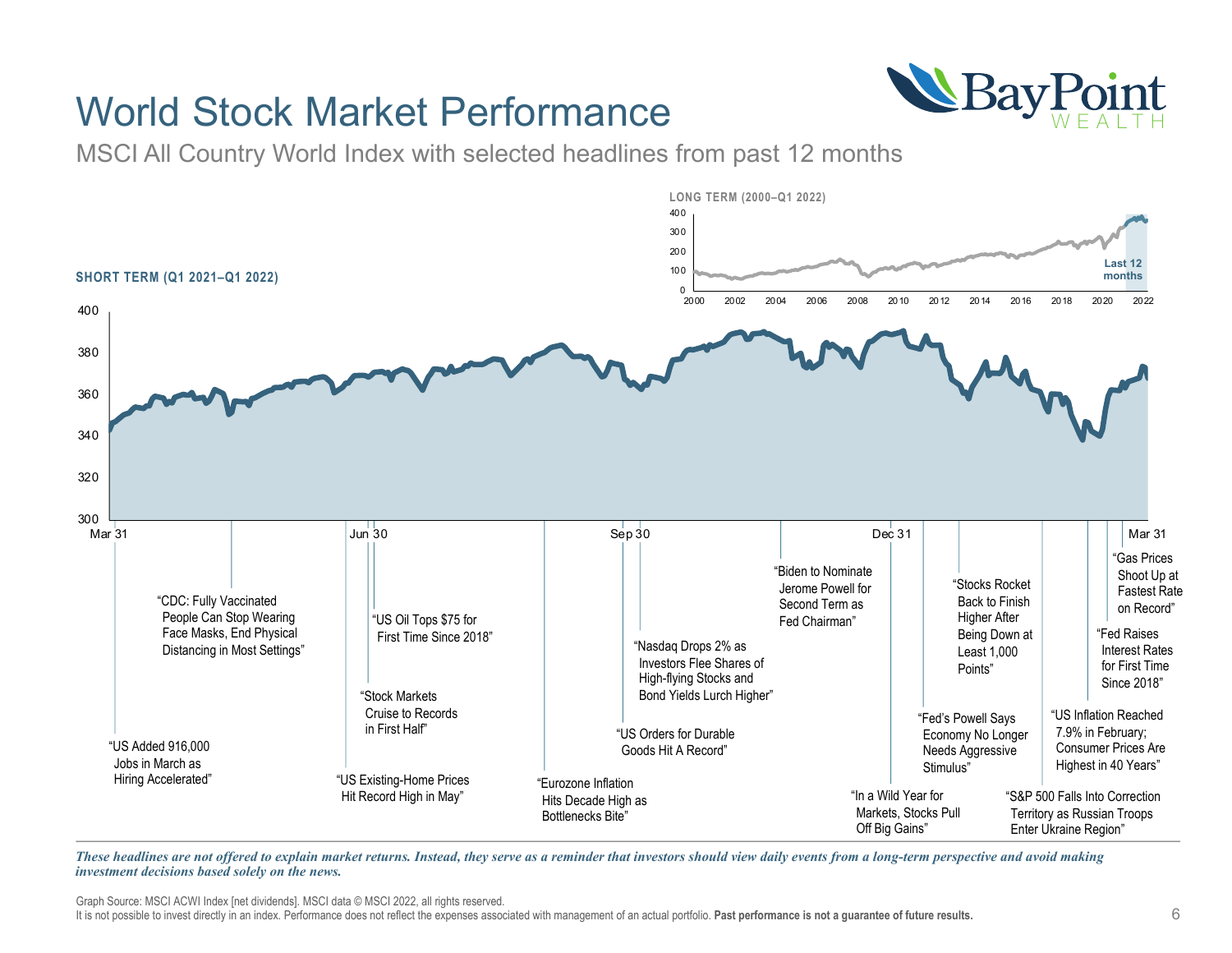# World Stock Market Performance

MSCI All Country World Index with selected headlines from past 12 months

**LONG TERM (2000–Q1 2022)**

Last 12 months

**SHORT TERM (Q1 2021–Q1 2022)**

Mar 31 | Jun 30 | Sep 30 | Dec 31 | Mar 31

"US Added 916,000 Jobs in March as Hiring Accelerated"

"CDC: Fully Vaccinated People Can Stop Wearing Face Masks, End Physical Distancing in Most Settings"

"US Existing-Home Prices Hit Record High in May"

"Stock Markets Cruise to Records in First Half"

"US Oil Tops $75 for First Time Since 2018"

"Eurozone Inflation Hits Decade High as Bottlenecks Bite"

"US Orders for Durable Goods Hit A Record"

"Nasdaq Drops 2% as Investors Flee Shares of High-flying Stocks and Bond Yields Lurch Higher"

"Biden to Nominate Jerome Powell for Second Term as Fed Chairman"

"In a Wild Year for Markets, Stocks Pull Off Big Gains"

"Fed's Powell Says Economy No Longer Needs Aggressive Stimulus"

"Stocks Rocket Back to Finish Higher After Being Down at Least 1,000 Points"

"S&P 500 Falls Into Correction Territory as Russian Troops Enter Ukraine Region"

"US Inflation Reached 7.9% in February; Consumer Prices Are Highest in 40 Years"

"Fed Raises Interest Rates for First Time Since 2018"

"Gas Prices Shoot Up at Fastest Rate on Record"

***These headlines are not offered to explain market returns. Instead, they serve as a reminder that investors should view daily events from a long-term perspective and avoid making investment decisions based solely on the news.***

Graph Source: MSCI ACWI Index [net dividends]. MSCI data © MSCI 2022, all rights reserved.
It is not possible to invest directly in an index. Performance does not reflect the expenses associated with management of an actual portfolio. **Past performance is not a guarantee of future results.**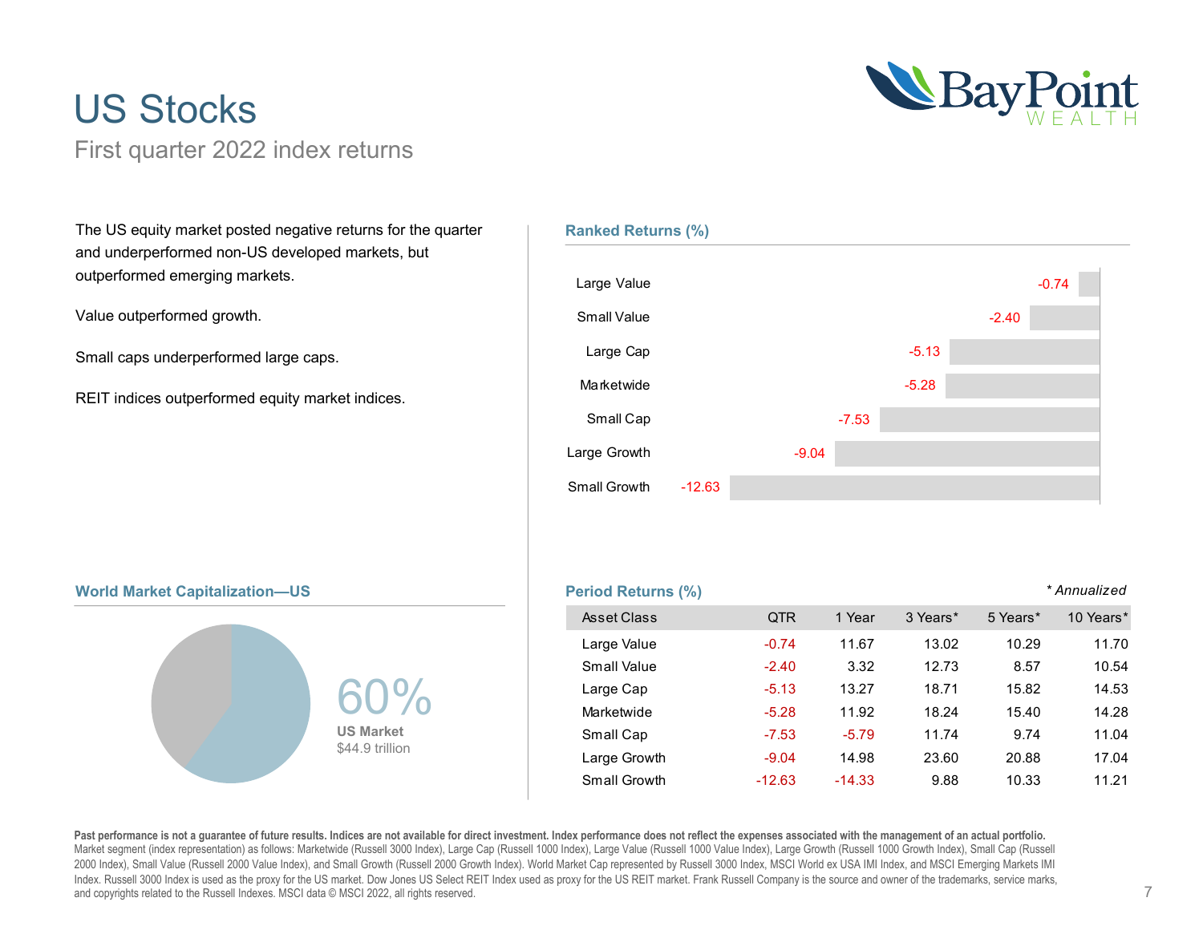# US Stocks

First quarter 2022 index returns

The US equity market posted negative returns for the quarter and underperformed non-US developed markets, but outperformed emerging markets.

Value outperformed growth.

Small caps underperformed large caps.

REIT indices outperformed equity market indices.

## Ranked Returns (%)

| Asset Class | Return |
| --- | --- |
| Large Value | -0.74 |
| Small Value | -2.40 |
| Large Cap | -5.13 |
| Marketwide | -5.28 |
| Small Cap | -7.53 |
| Large Growth | -9.04 |
| Small Growth | -12.63 |

## World Market Capitalization—US

60%

**US Market**

$44.9 trillion

## Period Returns (%)

*\* Annualized*

| Asset Class | QTR | 1 Year | 3 Years* | 5 Years* | 10 Years* |
| --- | --- | --- | --- | --- | --- |
| Large Value | -0.74 | 11.67 | 13.02 | 10.29 | 11.70 |
| Small Value | -2.40 | 3.32 | 12.73 | 8.57 | 10.54 |
| Large Cap | -5.13 | 13.27 | 18.71 | 15.82 | 14.53 |
| Marketwide | -5.28 | 11.92 | 18.24 | 15.40 | 14.28 |
| Small Cap | -7.53 | -5.79 | 11.74 | 9.74 | 11.04 |
| Large Growth | -9.04 | 14.98 | 23.60 | 20.88 | 17.04 |
| Small Growth | -12.63 | -14.33 | 9.88 | 10.33 | 11.21 |

**Past performance is not a guarantee of future results. Indices are not available for direct investment. Index performance does not reflect the expenses associated with the management of an actual portfolio.**
Market segment (index representation) as follows: Marketwide (Russell 3000 Index), Large Cap (Russell 1000 Index), Large Value (Russell 1000 Value Index), Large Growth (Russell 1000 Growth Index), Small Cap (Russell 2000 Index), Small Value (Russell 2000 Value Index), and Small Growth (Russell 2000 Growth Index). World Market Cap represented by Russell 3000 Index, MSCI World ex USA IMI Index, and MSCI Emerging Markets IMI Index. Russell 3000 Index is used as the proxy for the US market. Dow Jones US Select REIT Index used as proxy for the US REIT market. Frank Russell Company is the source and owner of the trademarks, service marks, and copyrights related to the Russell Indexes. MSCI data © MSCI 2022, all rights reserved.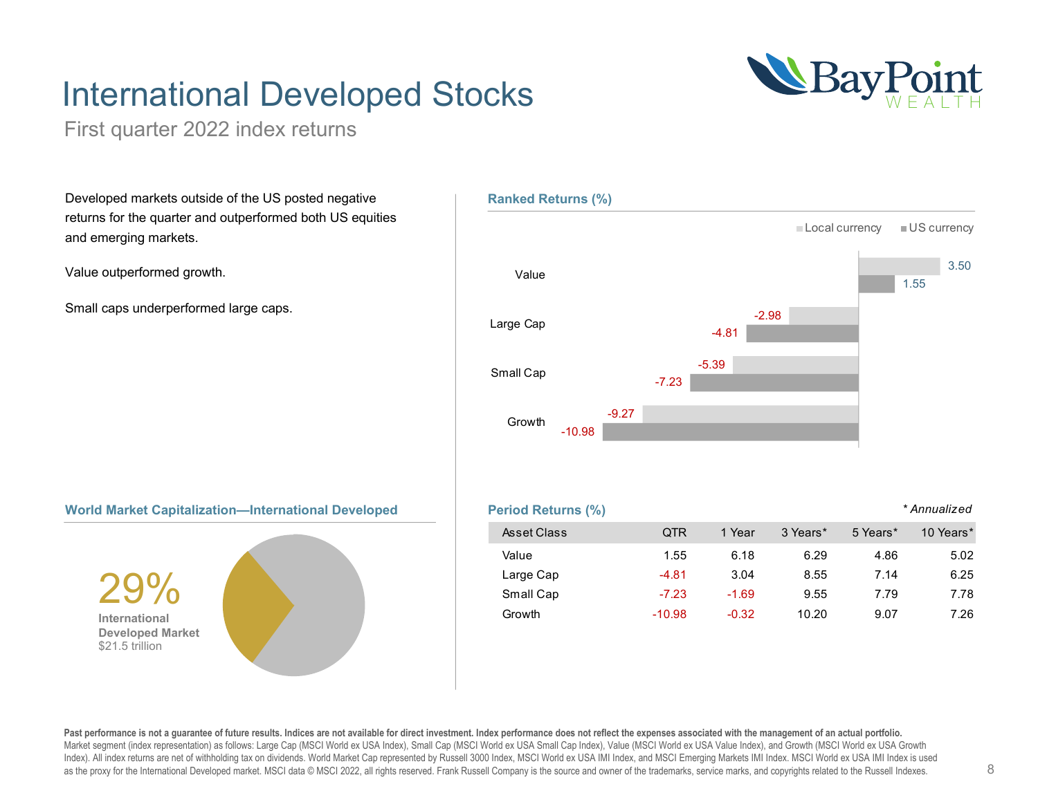# International Developed Stocks

First quarter 2022 index returns

Developed markets outside of the US posted negative returns for the quarter and outperformed both US equities and emerging markets.

Value outperformed growth.

Small caps underperformed large caps.

## Ranked Returns (%)

| | Local currency | US currency |
|---|---|---|
| Value | 3.50 | 1.55 |
| Large Cap | -2.98 | -4.81 |
| Small Cap | -5.39 | -7.23 |
| Growth | -9.27 | -10.98 |

## World Market Capitalization—International Developed

**29%**
**International Developed Market**
$21.5 trillion

## Period Returns (%)

*\* Annualized*

| Asset Class | QTR | 1 Year | 3 Years* | 5 Years* | 10 Years* |
|---|---|---|---|---|---|
| Value | 1.55 | 6.18 | 6.29 | 4.86 | 5.02 |
| Large Cap | -4.81 | 3.04 | 8.55 | 7.14 | 6.25 |
| Small Cap | -7.23 | -1.69 | 9.55 | 7.79 | 7.78 |
| Growth | -10.98 | -0.32 | 10.20 | 9.07 | 7.26 |

**Past performance is not a guarantee of future results. Indices are not available for direct investment. Index performance does not reflect the expenses associated with the management of an actual portfolio.**
Market segment (index representation) as follows: Large Cap (MSCI World ex USA Index), Small Cap (MSCI World ex USA Small Cap Index), Value (MSCI World ex USA Value Index), and Growth (MSCI World ex USA Growth Index). All index returns are net of withholding tax on dividends. World Market Cap represented by Russell 3000 Index, MSCI World ex USA IMI Index, and MSCI Emerging Markets IMI Index. MSCI World ex USA IMI Index is used as the proxy for the International Developed market. MSCI data © MSCI 2022, all rights reserved. Frank Russell Company is the source and owner of the trademarks, service marks, and copyrights related to the Russell Indexes.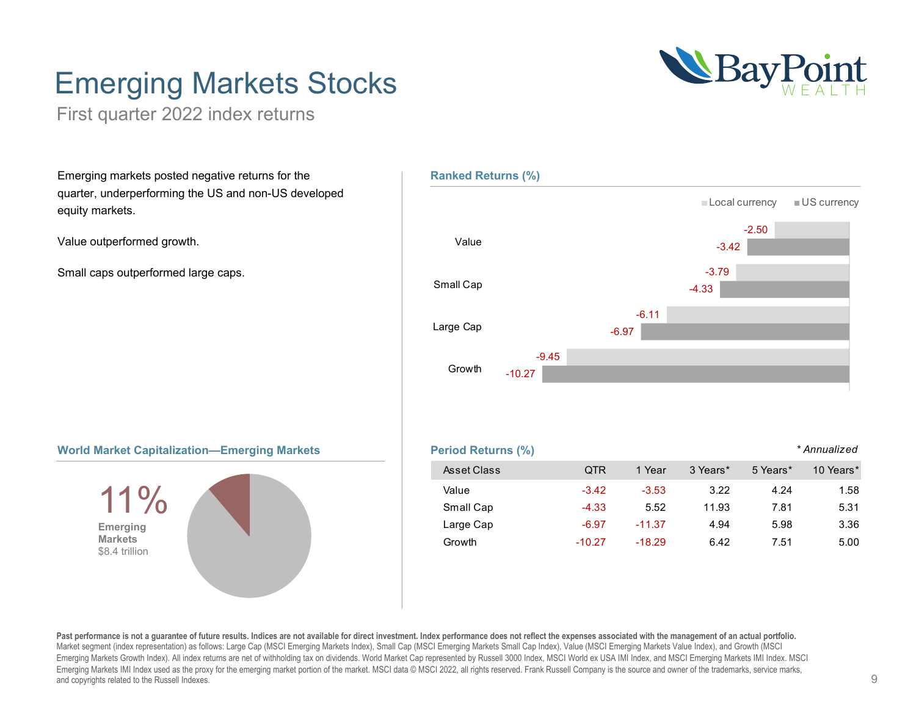# Emerging Markets Stocks

First quarter 2022 index returns

Emerging markets posted negative returns for the quarter, underperforming the US and non-US developed equity markets.

Value outperformed growth.

Small caps outperformed large caps.

### Ranked Returns (%)

| | Local currency | US currency |
|---|---|---|
| Value | -2.50 | -3.42 |
| Small Cap | -3.79 | -4.33 |
| Large Cap | -6.11 | -6.97 |
| Growth | -9.45 | -10.27 |

### World Market Capitalization—Emerging Markets

**11%**
**Emerging Markets**
$8.4 trillion

### Period Returns (%)

*\* Annualized*

| Asset Class | QTR | 1 Year | 3 Years* | 5 Years* | 10 Years* |
|---|---|---|---|---|---|
| Value | -3.42 | -3.53 | 3.22 | 4.24 | 1.58 |
| Small Cap | -4.33 | 5.52 | 11.93 | 7.81 | 5.31 |
| Large Cap | -6.97 | -11.37 | 4.94 | 5.98 | 3.36 |
| Growth | -10.27 | -18.29 | 6.42 | 7.51 | 5.00 |

**Past performance is not a guarantee of future results. Indices are not available for direct investment. Index performance does not reflect the expenses associated with the management of an actual portfolio.**
Market segment (index representation) as follows: Large Cap (MSCI Emerging Markets Index), Small Cap (MSCI Emerging Markets Small Cap Index), Value (MSCI Emerging Markets Value Index), and Growth (MSCI Emerging Markets Growth Index). All index returns are net of withholding tax on dividends. World Market Cap represented by Russell 3000 Index, MSCI World ex USA IMI Index, and MSCI Emerging Markets IMI Index. MSCI Emerging Markets IMI Index used as the proxy for the emerging market portion of the market. MSCI data © MSCI 2022, all rights reserved. Frank Russell Company is the source and owner of the trademarks, service marks, and copyrights related to the Russell Indexes.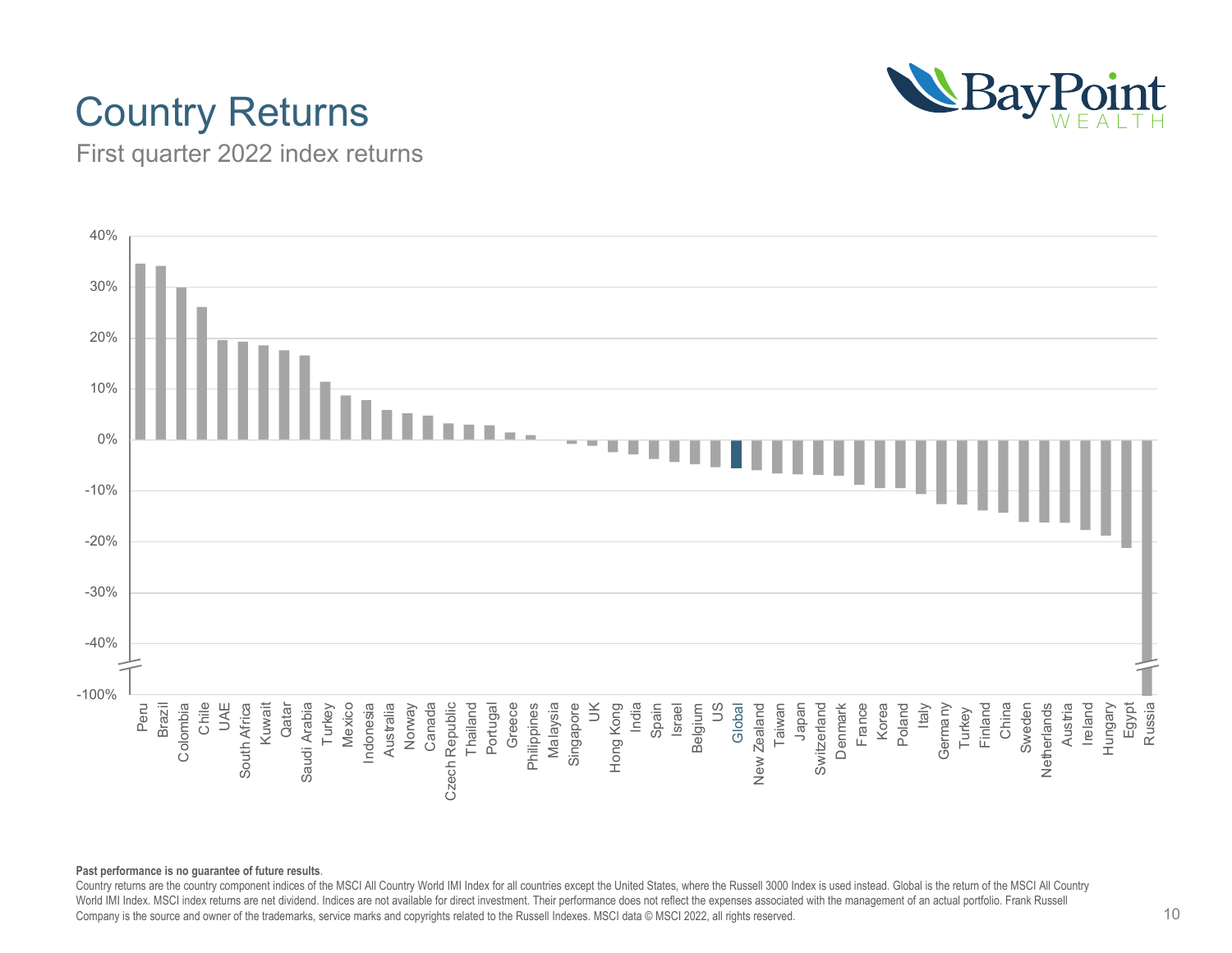# Country Returns

First quarter 2022 index returns

**Past performance is no guarantee of future results**.

Country returns are the country component indices of the MSCI All Country World IMI Index for all countries except the United States, where the Russell 3000 Index is used instead. Global is the return of the MSCI All Country World IMI Index. MSCI index returns are net dividend. Indices are not available for direct investment. Their performance does not reflect the expenses associated with the management of an actual portfolio. Frank Russell Company is the source and owner of the trademarks, service marks and copyrights related to the Russell Indexes. MSCI data © MSCI 2022, all rights reserved.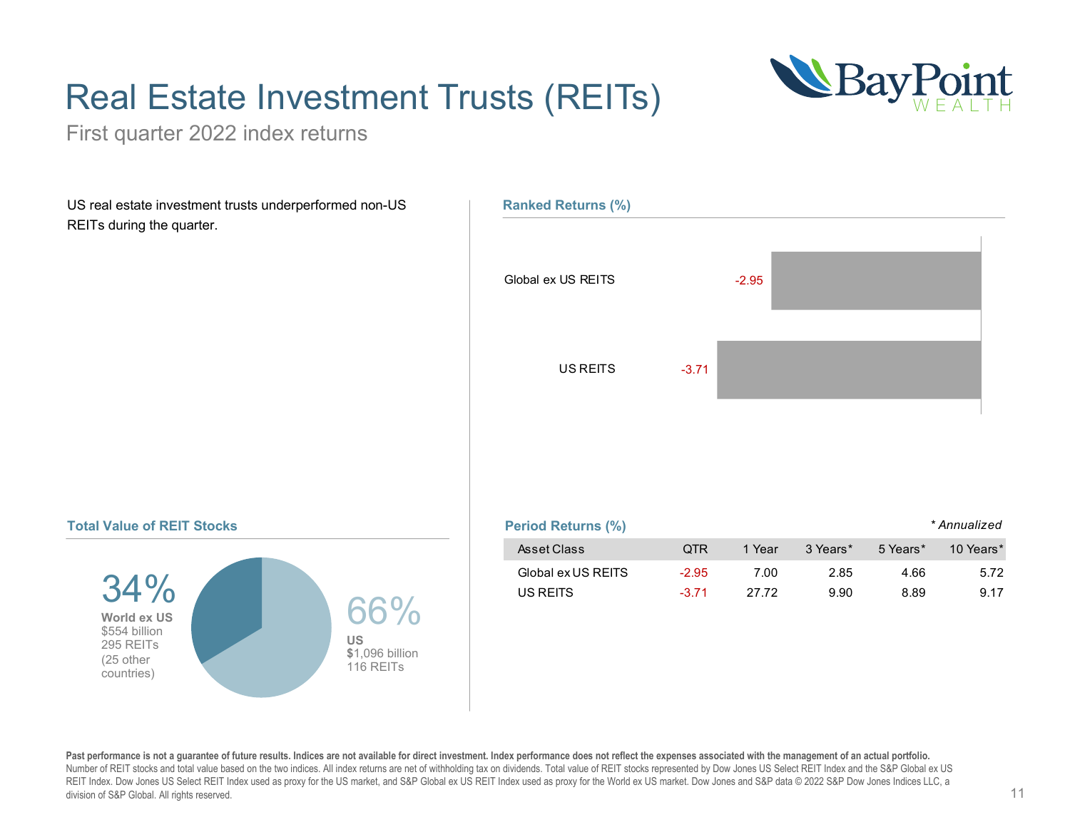# Real Estate Investment Trusts (REITs)

First quarter 2022 index returns

US real estate investment trusts underperformed non-US REITs during the quarter.

## Ranked Returns (%)

| | |
|---|---|
| Global ex US REITS | -2.95 |
| US REITS | -3.71 |

## Total Value of REIT Stocks

**34%**
**World ex US**
$554 billion
295 REITs
(25 other countries)

**66%**
**US**
$1,096 billion
116 REITs

## Period Returns (%)

*\* Annualized*

| Asset Class | QTR | 1 Year | 3 Years* | 5 Years* | 10 Years* |
|---|---|---|---|---|---|
| Global ex US REITS | -2.95 | 7.00 | 2.85 | 4.66 | 5.72 |
| US REITS | -3.71 | 27.72 | 9.90 | 8.89 | 9.17 |

**Past performance is not a guarantee of future results. Indices are not available for direct investment. Index performance does not reflect the expenses associated with the management of an actual portfolio.**
Number of REIT stocks and total value based on the two indices. All index returns are net of withholding tax on dividends. Total value of REIT stocks represented by Dow Jones US Select REIT Index and the S&P Global ex US REIT Index. Dow Jones US Select REIT Index used as proxy for the US market, and S&P Global ex US REIT Index used as proxy for the World ex US market. Dow Jones and S&P data © 2022 S&P Dow Jones Indices LLC, a division of S&P Global. All rights reserved.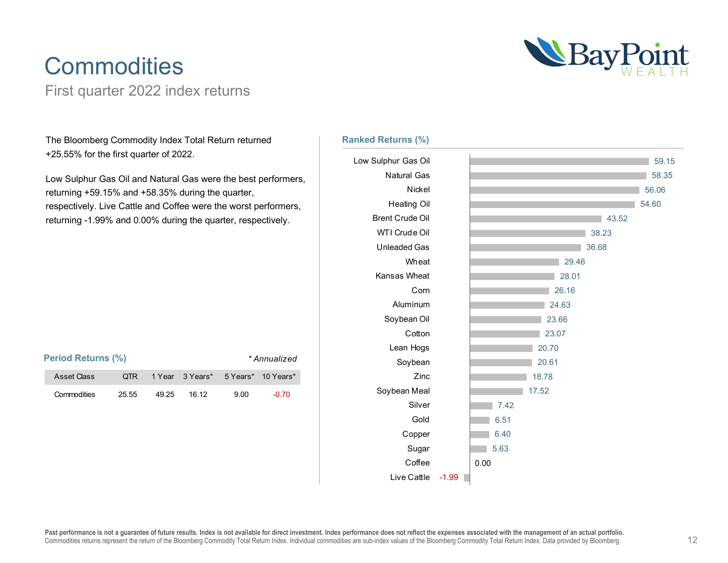# Commodities

First quarter 2022 index returns

The Bloomberg Commodity Index Total Return returned +25.55% for the first quarter of 2022.

Low Sulphur Gas Oil and Natural Gas were the best performers, returning +59.15% and +58.35% during the quarter, respectively. Live Cattle and Coffee were the worst performers, returning -1.99% and 0.00% during the quarter, respectively.

## Period Returns (%)

*\* Annualized*

| Asset Class | QTR | 1 Year | 3 Years* | 5 Years* | 10 Years* |
|---|---|---|---|---|---|
| Commodities | 25.55 | 49.25 | 16.12 | 9.00 | -0.70 |

## Ranked Returns (%)

| Commodity | Return (%) |
|---|---|
| Low Sulphur Gas Oil | 59.15 |
| Natural Gas | 58.35 |
| Nickel | 56.06 |
| Heating Oil | 54.60 |
| Brent Crude Oil | 43.52 |
| WTI Crude Oil | 38.23 |
| Unleaded Gas | 36.68 |
| Wheat | 29.46 |
| Kansas Wheat | 28.01 |
| Corn | 26.16 |
| Aluminum | 24.63 |
| Soybean Oil | 23.66 |
| Cotton | 23.07 |
| Lean Hogs | 20.70 |
| Soybean | 20.61 |
| Zinc | 18.78 |
| Soybean Meal | 17.52 |
| Silver | 7.42 |
| Gold | 6.51 |
| Copper | 6.40 |
| Sugar | 5.63 |
| Coffee | 0.00 |
| Live Cattle | -1.99 |

**Past performance is not a guarantee of future results. Index is not available for direct investment. Index performance does not reflect the expenses associated with the management of an actual portfolio.**
Commodities returns represent the return of the Bloomberg Commodity Total Return Index. Individual commodities are sub-index values of the Bloomberg Commodity Total Return Index. Data provided by Bloomberg.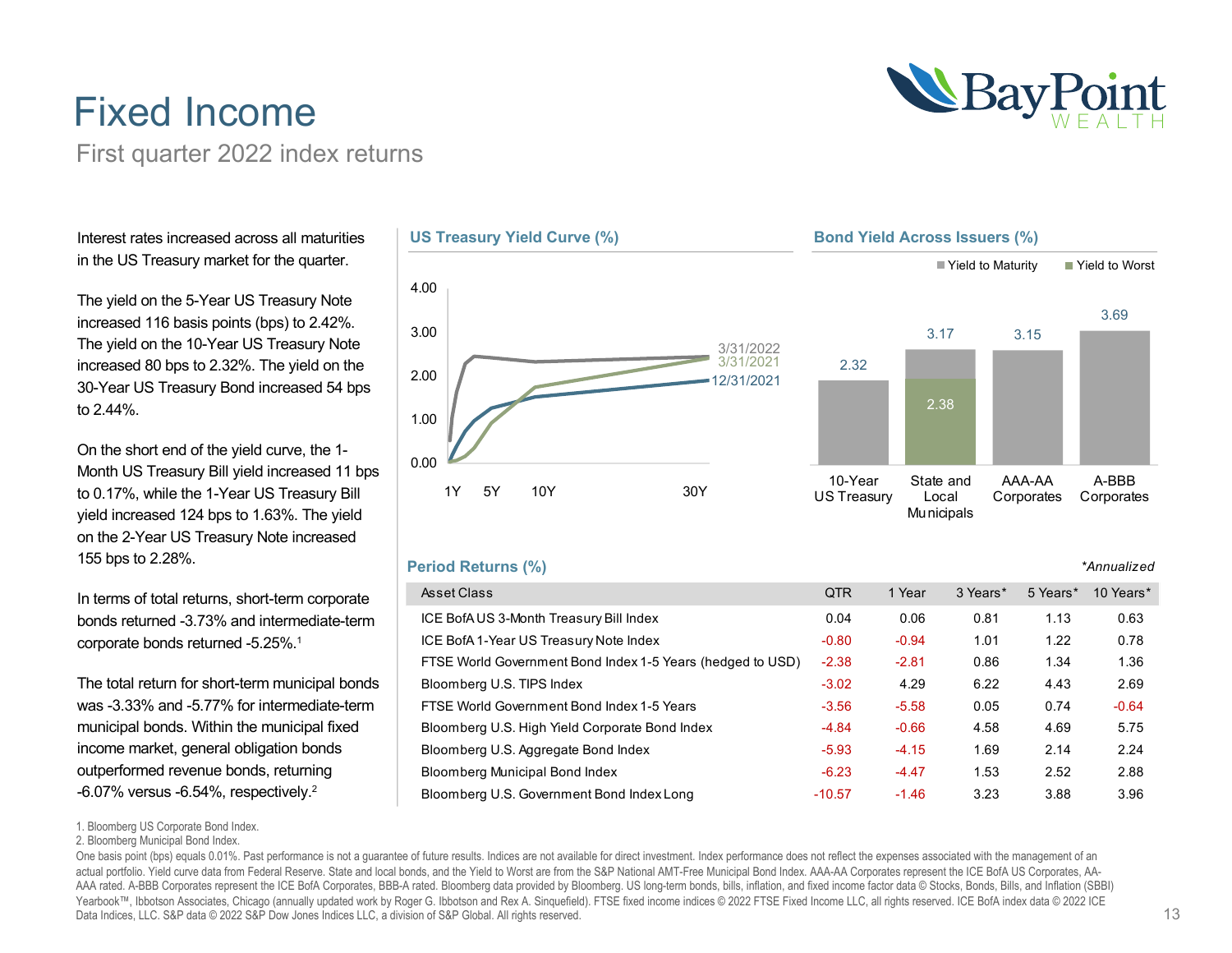# Fixed Income

## First quarter 2022 index returns

Interest rates increased across all maturities in the US Treasury market for the quarter.

The yield on the 5-Year US Treasury Note increased 116 basis points (bps) to 2.42%. The yield on the 10-Year US Treasury Note increased 80 bps to 2.32%. The yield on the 30-Year US Treasury Bond increased 54 bps to 2.44%.

On the short end of the yield curve, the 1-Month US Treasury Bill yield increased 11 bps to 0.17%, while the 1-Year US Treasury Bill yield increased 124 bps to 1.63%. The yield on the 2-Year US Treasury Note increased 155 bps to 2.28%.

In terms of total returns, short-term corporate bonds returned -3.73% and intermediate-term corporate bonds returned -5.25%.[1]

The total return for short-term municipal bonds was -3.33% and -5.77% for intermediate-term municipal bonds. Within the municipal fixed income market, general obligation bonds outperformed revenue bonds, returning -6.07% versus -6.54%, respectively.[2]

### US Treasury Yield Curve (%)

Series: 3/31/2022, 3/31/2021, 12/31/2021. X-axis: 1Y, 5Y, 10Y, 30Y. Y-axis: 0.00–4.00.

### Bond Yield Across Issuers (%)

Yield to Maturity / Yield to Worst

| Issuer | Yield to Maturity | Yield to Worst |
|---|---|---|
| 10-Year US Treasury | 2.32 | |
| State and Local Municipals | 3.17 | 2.38 |
| AAA-AA Corporates | 3.15 | |
| A-BBB Corporates | 3.69 | |

### Period Returns (%)

*Annualized*

| Asset Class | QTR | 1 Year | 3 Years* | 5 Years* | 10 Years* |
|---|---|---|---|---|---|
| ICE BofA US 3-Month Treasury Bill Index | 0.04 | 0.06 | 0.81 | 1.13 | 0.63 |
| ICE BofA 1-Year US Treasury Note Index | -0.80 | -0.94 | 1.01 | 1.22 | 0.78 |
| FTSE World Government Bond Index 1-5 Years (hedged to USD) | -2.38 | -2.81 | 0.86 | 1.34 | 1.36 |
| Bloomberg U.S. TIPS Index | -3.02 | 4.29 | 6.22 | 4.43 | 2.69 |
| FTSE World Government Bond Index 1-5 Years | -3.56 | -5.58 | 0.05 | 0.74 | -0.64 |
| Bloomberg U.S. High Yield Corporate Bond Index | -4.84 | -0.66 | 4.58 | 4.69 | 5.75 |
| Bloomberg U.S. Aggregate Bond Index | -5.93 | -4.15 | 1.69 | 2.14 | 2.24 |
| Bloomberg Municipal Bond Index | -6.23 | -4.47 | 1.53 | 2.52 | 2.88 |
| Bloomberg U.S. Government Bond Index Long | -10.57 | -1.46 | 3.23 | 3.88 | 3.96 |

1. Bloomberg US Corporate Bond Index.
2. Bloomberg Municipal Bond Index.

One basis point (bps) equals 0.01%. Past performance is not a guarantee of future results. Indices are not available for direct investment. Index performance does not reflect the expenses associated with the management of an actual portfolio. Yield curve data from Federal Reserve. State and local bonds, and the Yield to Worst are from the S&P National AMT-Free Municipal Bond Index. AAA-AA Corporates represent the ICE BofA US Corporates, AA-AAA rated. A-BBB Corporates represent the ICE BofA Corporates, BBB-A rated. Bloomberg data provided by Bloomberg. US long-term bonds, bills, inflation, and fixed income factor data © Stocks, Bonds, Bills, and Inflation (SBBI) Yearbook™, Ibbotson Associates, Chicago (annually updated work by Roger G. Ibbotson and Rex A. Sinquefield). FTSE fixed income indices © 2022 FTSE Fixed Income LLC, all rights reserved. ICE BofA index data © 2022 ICE Data Indices, LLC. S&P data © 2022 S&P Dow Jones Indices LLC, a division of S&P Global. All rights reserved.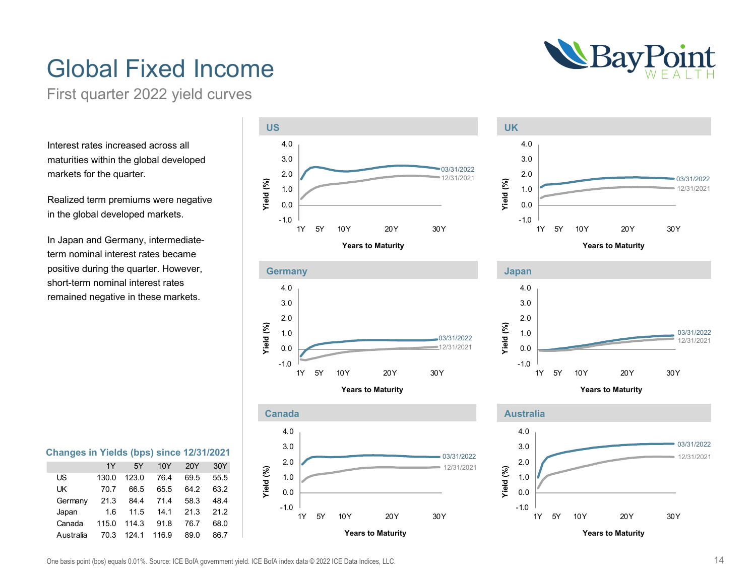# Global Fixed Income

First quarter 2022 yield curves

Interest rates increased across all maturities within the global developed markets for the quarter.

Realized term premiums were negative in the global developed markets.

In Japan and Germany, intermediate-term nominal interest rates became positive during the quarter. However, short-term nominal interest rates remained negative in these markets.

### Changes in Yields (bps) since 12/31/2021

| | 1Y | 5Y | 10Y | 20Y | 30Y |
|---|---|---|---|---|---|
| US | 130.0 | 123.0 | 76.4 | 69.5 | 55.5 |
| UK | 70.7 | 66.5 | 65.5 | 64.2 | 63.2 |
| Germany | 21.3 | 84.4 | 71.4 | 58.3 | 48.4 |
| Japan | 1.6 | 11.5 | 14.1 | 21.3 | 21.2 |
| Canada | 115.0 | 114.3 | 91.8 | 76.7 | 68.0 |
| Australia | 70.3 | 124.1 | 116.9 | 89.0 | 86.7 |

One basis point (bps) equals 0.01%. Source: ICE BofA government yield. ICE BofA index data © 2022 ICE Data Indices, LLC.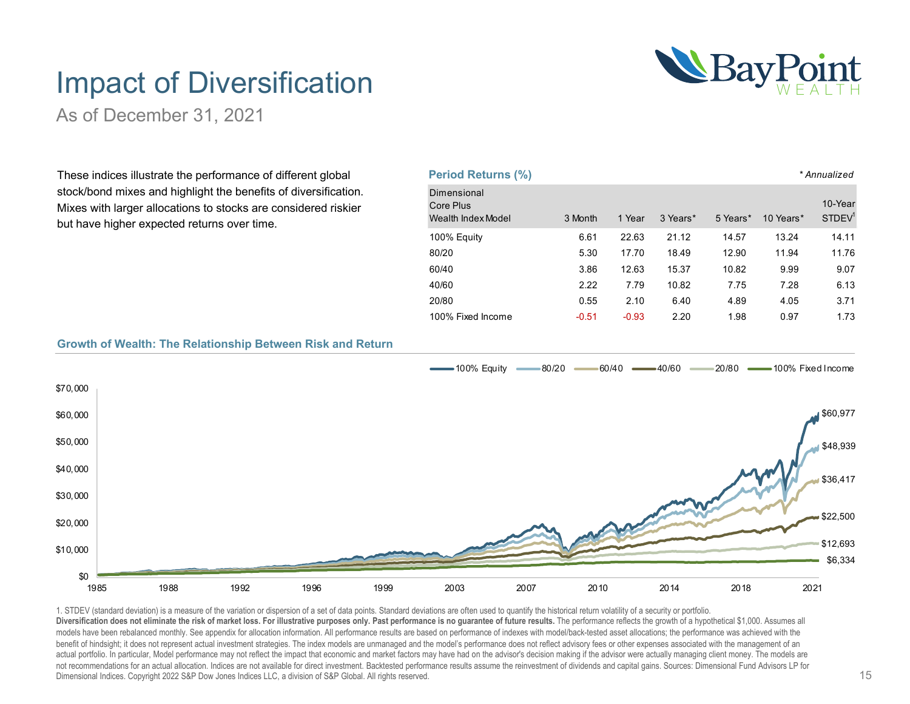# Impact of Diversification

As of December 31, 2021

These indices illustrate the performance of different global stock/bond mixes and highlight the benefits of diversification. Mixes with larger allocations to stocks are considered riskier but have higher expected returns over time.

## Period Returns (%)

*\* Annualized*

| Dimensional Core Plus Wealth Index Model | 3 Month | 1 Year | 3 Years* | 5 Years* | 10 Years* | 10-Year STDEV[1] |
|---|---|---|---|---|---|---|
| 100% Equity | 6.61 | 22.63 | 21.12 | 14.57 | 13.24 | 14.11 |
| 80/20 | 5.30 | 17.70 | 18.49 | 12.90 | 11.94 | 11.76 |
| 60/40 | 3.86 | 12.63 | 15.37 | 10.82 | 9.99 | 9.07 |
| 40/60 | 2.22 | 7.79 | 10.82 | 7.75 | 7.28 | 6.13 |
| 20/80 | 0.55 | 2.10 | 6.40 | 4.89 | 4.05 | 3.71 |
| 100% Fixed Income | -0.51 | -0.93 | 2.20 | 1.98 | 0.97 | 1.73 |

## Growth of Wealth: The Relationship Between Risk and Return

100% Equity: $60,977
80/20: $48,939
60/40: $36,417
40/60: $22,500
20/80: $12,693
100% Fixed Income: $6,334

1. STDEV (standard deviation) is a measure of the variation or dispersion of a set of data points. Standard deviations are often used to quantify the historical return volatility of a security or portfolio.

**Diversification does not eliminate the risk of market loss. For illustrative purposes only. Past performance is no guarantee of future results.** The performance reflects the growth of a hypothetical $1,000. Assumes all models have been rebalanced monthly. See appendix for allocation information. All performance results are based on performance of indexes with model/back-tested asset allocations; the performance was achieved with the benefit of hindsight; it does not represent actual investment strategies. The index models are unmanaged and the model's performance does not reflect advisory fees or other expenses associated with the management of an actual portfolio. In particular, Model performance may not reflect the impact that economic and market factors may have had on the advisor's decision making if the advisor were actually managing client money. The models are not recommendations for an actual allocation. Indices are not available for direct investment. Backtested performance results assume the reinvestment of dividends and capital gains. Sources: Dimensional Fund Advisors LP for Dimensional Indices. Copyright 2022 S&P Dow Jones Indices LLC, a division of S&P Global. All rights reserved.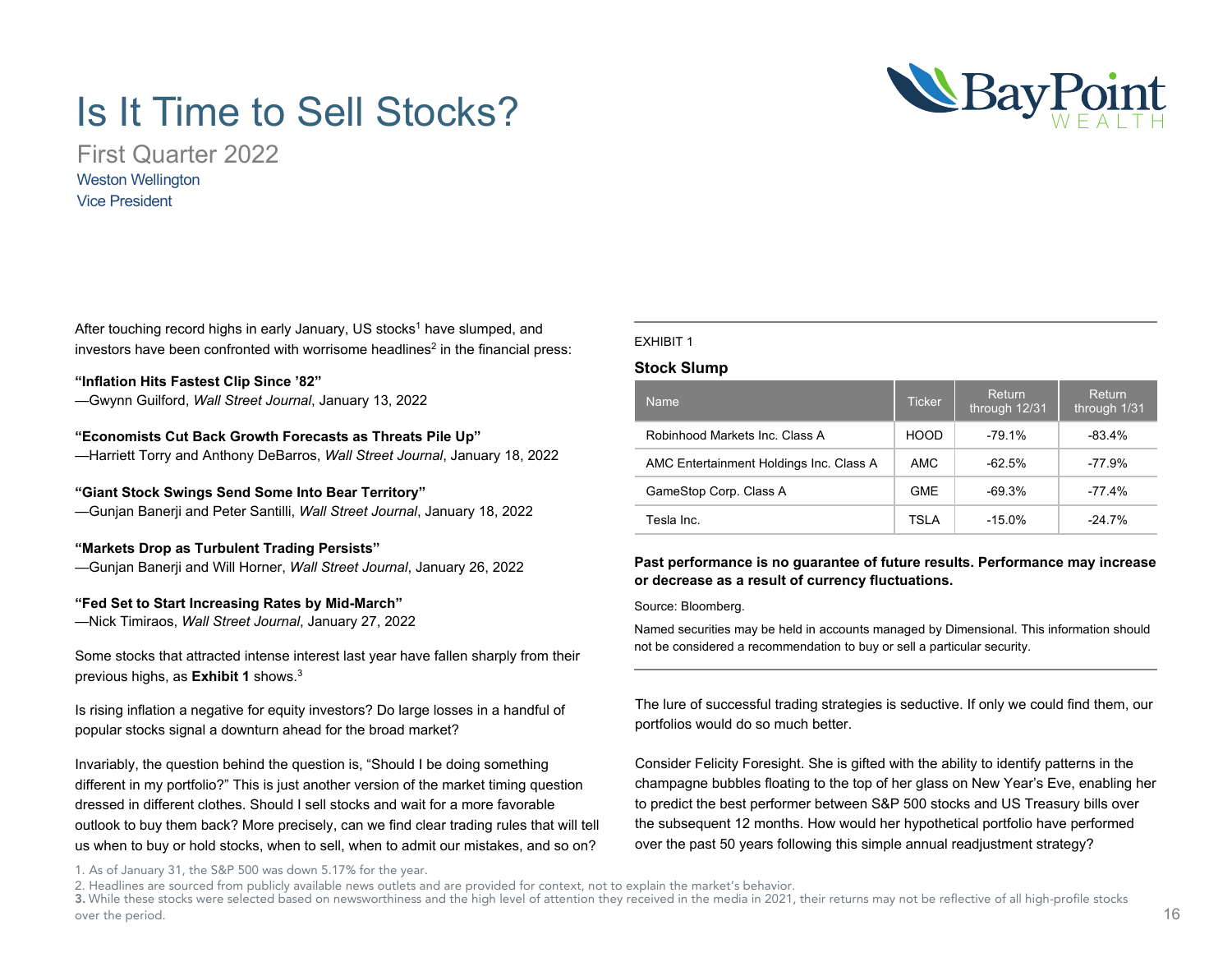# Is It Time to Sell Stocks?

First Quarter 2022

Weston Wellington
Vice President

After touching record highs in early January, US stocks[1] have slumped, and investors have been confronted with worrisome headlines[2] in the financial press:

**"Inflation Hits Fastest Clip Since '82"**
—Gwynn Guilford, *Wall Street Journal*, January 13, 2022

**"Economists Cut Back Growth Forecasts as Threats Pile Up"**
—Harriett Torry and Anthony DeBarros, *Wall Street Journal*, January 18, 2022

**"Giant Stock Swings Send Some Into Bear Territory"**
—Gunjan Banerji and Peter Santilli, *Wall Street Journal*, January 18, 2022

**"Markets Drop as Turbulent Trading Persists"**
—Gunjan Banerji and Will Horner, *Wall Street Journal*, January 26, 2022

**"Fed Set to Start Increasing Rates by Mid-March"**
—Nick Timiraos, *Wall Street Journal*, January 27, 2022

Some stocks that attracted intense interest last year have fallen sharply from their previous highs, as **Exhibit 1** shows.[3]

Is rising inflation a negative for equity investors? Do large losses in a handful of popular stocks signal a downturn ahead for the broad market?

Invariably, the question behind the question is, "Should I be doing something different in my portfolio?" This is just another version of the market timing question dressed in different clothes. Should I sell stocks and wait for a more favorable outlook to buy them back? More precisely, can we find clear trading rules that will tell us when to buy or hold stocks, when to sell, when to admit our mistakes, and so on?

EXHIBIT 1

**Stock Slump**

| Name | Ticker | Return through 12/31 | Return through 1/31 |
|---|---|---|---|
| Robinhood Markets Inc. Class A | HOOD | -79.1% | -83.4% |
| AMC Entertainment Holdings Inc. Class A | AMC | -62.5% | -77.9% |
| GameStop Corp. Class A | GME | -69.3% | -77.4% |
| Tesla Inc. | TSLA | -15.0% | -24.7% |

**Past performance is no guarantee of future results. Performance may increase or decrease as a result of currency fluctuations.**

Source: Bloomberg.

Named securities may be held in accounts managed by Dimensional. This information should not be considered a recommendation to buy or sell a particular security.

The lure of successful trading strategies is seductive. If only we could find them, our portfolios would do so much better.

Consider Felicity Foresight. She is gifted with the ability to identify patterns in the champagne bubbles floating to the top of her glass on New Year's Eve, enabling her to predict the best performer between S&P 500 stocks and US Treasury bills over the subsequent 12 months. How would her hypothetical portfolio have performed over the past 50 years following this simple annual readjustment strategy?

1. As of January 31, the S&P 500 was down 5.17% for the year.
2. Headlines are sourced from publicly available news outlets and are provided for context, not to explain the market's behavior.
3. While these stocks were selected based on newsworthiness and the high level of attention they received in the media in 2021, their returns may not be reflective of all high-profile stocks over the period.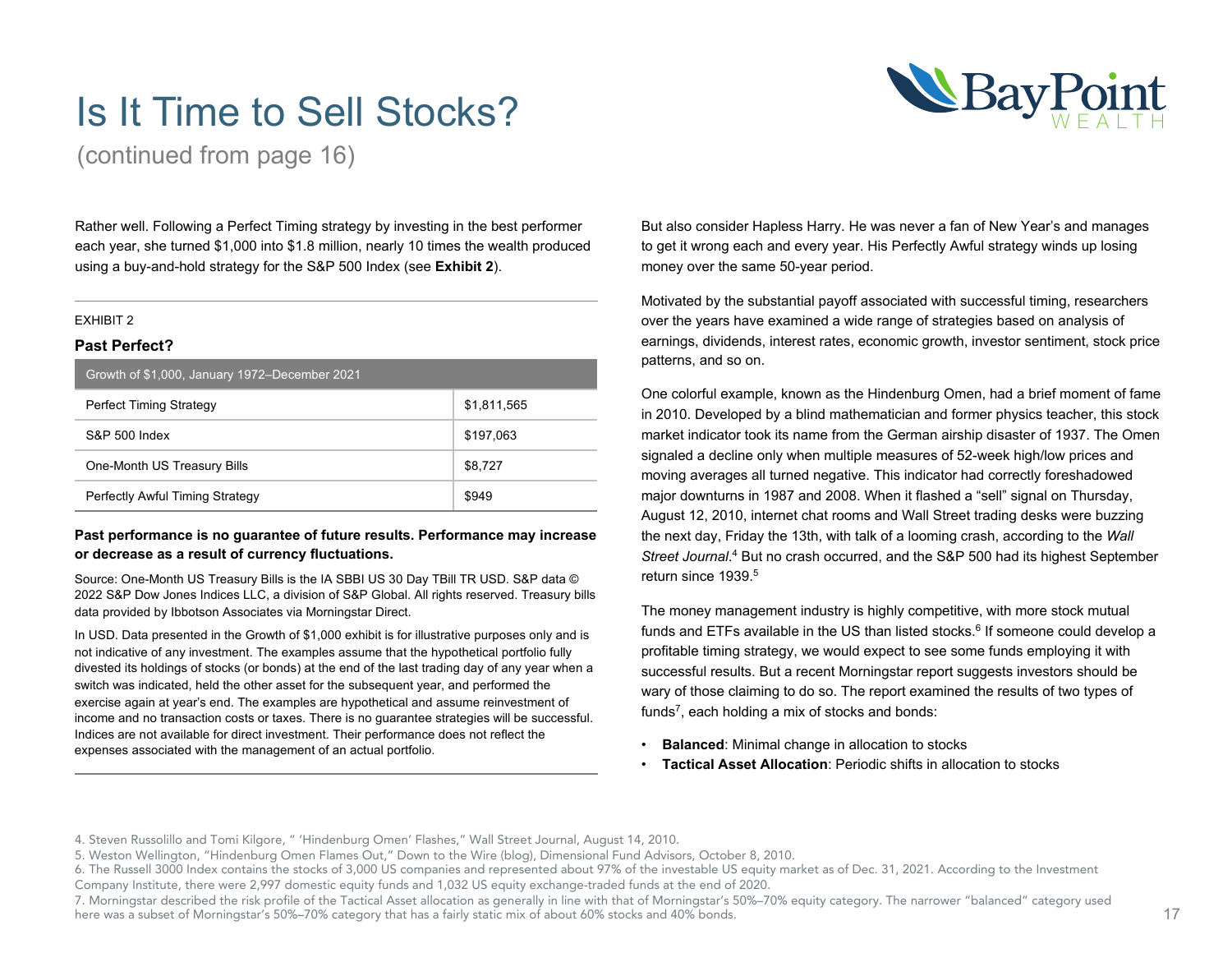# Is It Time to Sell Stocks?

(continued from page 16)

Rather well. Following a Perfect Timing strategy by investing in the best performer each year, she turned $1,000 into $1.8 million, nearly 10 times the wealth produced using a buy-and-hold strategy for the S&P 500 Index (see **Exhibit 2**).

EXHIBIT 2

**Past Perfect?**

| Growth of $1,000, January 1972–December 2021 | |
|---|---|
| Perfect Timing Strategy | $1,811,565 |
| S&P 500 Index | $197,063 |
| One-Month US Treasury Bills | $8,727 |
| Perfectly Awful Timing Strategy | $949 |

**Past performance is no guarantee of future results. Performance may increase or decrease as a result of currency fluctuations.**

Source: One-Month US Treasury Bills is the IA SBBI US 30 Day TBill TR USD. S&P data © 2022 S&P Dow Jones Indices LLC, a division of S&P Global. All rights reserved. Treasury bills data provided by Ibbotson Associates via Morningstar Direct.

In USD. Data presented in the Growth of $1,000 exhibit is for illustrative purposes only and is not indicative of any investment. The examples assume that the hypothetical portfolio fully divested its holdings of stocks (or bonds) at the end of the last trading day of any year when a switch was indicated, held the other asset for the subsequent year, and performed the exercise again at year's end. The examples are hypothetical and assume reinvestment of income and no transaction costs or taxes. There is no guarantee strategies will be successful. Indices are not available for direct investment. Their performance does not reflect the expenses associated with the management of an actual portfolio.

But also consider Hapless Harry. He was never a fan of New Year's and manages to get it wrong each and every year. His Perfectly Awful strategy winds up losing money over the same 50-year period.

Motivated by the substantial payoff associated with successful timing, researchers over the years have examined a wide range of strategies based on analysis of earnings, dividends, interest rates, economic growth, investor sentiment, stock price patterns, and so on.

One colorful example, known as the Hindenburg Omen, had a brief moment of fame in 2010. Developed by a blind mathematician and former physics teacher, this stock market indicator took its name from the German airship disaster of 1937. The Omen signaled a decline only when multiple measures of 52-week high/low prices and moving averages all turned negative. This indicator had correctly foreshadowed major downturns in 1987 and 2008. When it flashed a "sell" signal on Thursday, August 12, 2010, internet chat rooms and Wall Street trading desks were buzzing the next day, Friday the 13th, with talk of a looming crash, according to the *Wall Street Journal*.[4] But no crash occurred, and the S&P 500 had its highest September return since 1939.[5]

The money management industry is highly competitive, with more stock mutual funds and ETFs available in the US than listed stocks.[6] If someone could develop a profitable timing strategy, we would expect to see some funds employing it with successful results. But a recent Morningstar report suggests investors should be wary of those claiming to do so. The report examined the results of two types of funds[7], each holding a mix of stocks and bonds:

- **Balanced**: Minimal change in allocation to stocks
- **Tactical Asset Allocation**: Periodic shifts in allocation to stocks

4. Steven Russolillo and Tomi Kilgore, " 'Hindenburg Omen' Flashes," Wall Street Journal, August 14, 2010.
5. Weston Wellington, "Hindenburg Omen Flames Out," Down to the Wire (blog), Dimensional Fund Advisors, October 8, 2010.
6. The Russell 3000 Index contains the stocks of 3,000 US companies and represented about 97% of the investable US equity market as of Dec. 31, 2021. According to the Investment Company Institute, there were 2,997 domestic equity funds and 1,032 US equity exchange-traded funds at the end of 2020.
7. Morningstar described the risk profile of the Tactical Asset allocation as generally in line with that of Morningstar's 50%–70% equity category. The narrower "balanced" category used here was a subset of Morningstar's 50%–70% category that has a fairly static mix of about 60% stocks and 40% bonds.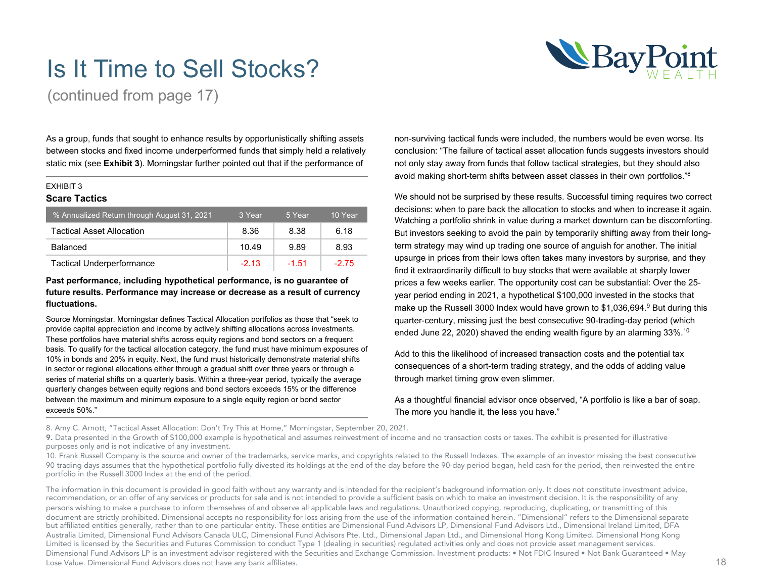# Is It Time to Sell Stocks?

(continued from page 17)

As a group, funds that sought to enhance results by opportunistically shifting assets between stocks and fixed income underperformed funds that simply held a relatively static mix (see **Exhibit 3**). Morningstar further pointed out that if the performance of non-surviving tactical funds were included, the numbers would be even worse. Its conclusion: "The failure of tactical asset allocation funds suggests investors should not only stay away from funds that follow tactical strategies, but they should also avoid making short-term shifts between asset classes in their own portfolios."[8]

EXHIBIT 3

**Scare Tactics**

| % Annualized Return through August 31, 2021 | 3 Year | 5 Year | 10 Year |
|---|---|---|---|
| Tactical Asset Allocation | 8.36 | 8.38 | 6.18 |
| Balanced | 10.49 | 9.89 | 8.93 |
| Tactical Underperformance | -2.13 | -1.51 | -2.75 |

**Past performance, including hypothetical performance, is no guarantee of future results. Performance may increase or decrease as a result of currency fluctuations.**

Source Morningstar. Morningstar defines Tactical Allocation portfolios as those that "seek to provide capital appreciation and income by actively shifting allocations across investments. These portfolios have material shifts across equity regions and bond sectors on a frequent basis. To qualify for the tactical allocation category, the fund must have minimum exposures of 10% in bonds and 20% in equity. Next, the fund must historically demonstrate material shifts in sector or regional allocations either through a gradual shift over three years or through a series of material shifts on a quarterly basis. Within a three-year period, typically the average quarterly changes between equity regions and bond sectors exceeds 15% or the difference between the maximum and minimum exposure to a single equity region or bond sector exceeds 50%."

We should not be surprised by these results. Successful timing requires two correct decisions: when to pare back the allocation to stocks and when to increase it again. Watching a portfolio shrink in value during a market downturn can be discomforting. But investors seeking to avoid the pain by temporarily shifting away from their long-term strategy may wind up trading one source of anguish for another. The initial upsurge in prices from their lows often takes many investors by surprise, and they find it extraordinarily difficult to buy stocks that were available at sharply lower prices a few weeks earlier. The opportunity cost can be substantial: Over the 25-year period ending in 2021, a hypothetical $100,000 invested in the stocks that make up the Russell 3000 Index would have grown to $1,036,694.[9] But during this quarter-century, missing just the best consecutive 90-trading-day period (which ended June 22, 2020) shaved the ending wealth figure by an alarming 33%.[10]

Add to this the likelihood of increased transaction costs and the potential tax consequences of a short-term trading strategy, and the odds of adding value through market timing grow even slimmer.

As a thoughtful financial advisor once observed, "A portfolio is like a bar of soap. The more you handle it, the less you have."

8. Amy C. Arnott, "Tactical Asset Allocation: Don't Try This at Home," Morningstar, September 20, 2021.

9. Data presented in the Growth of $100,000 example is hypothetical and assumes reinvestment of income and no transaction costs or taxes. The exhibit is presented for illustrative purposes only and is not indicative of any investment.

10. Frank Russell Company is the source and owner of the trademarks, service marks, and copyrights related to the Russell Indexes. The example of an investor missing the best consecutive 90 trading days assumes that the hypothetical portfolio fully divested its holdings at the end of the day before the 90-day period began, held cash for the period, then reinvested the entire portfolio in the Russell 3000 Index at the end of the period.

The information in this document is provided in good faith without any warranty and is intended for the recipient's background information only. It does not constitute investment advice, recommendation, or an offer of any services or products for sale and is not intended to provide a sufficient basis on which to make an investment decision. It is the responsibility of any persons wishing to make a purchase to inform themselves of and observe all applicable laws and regulations. Unauthorized copying, reproducing, duplicating, or transmitting of this document are strictly prohibited. Dimensional accepts no responsibility for loss arising from the use of the information contained herein. "Dimensional" refers to the Dimensional separate but affiliated entities generally, rather than to one particular entity. These entities are Dimensional Fund Advisors LP, Dimensional Fund Advisors Ltd., Dimensional Ireland Limited, DFA Australia Limited, Dimensional Fund Advisors Canada ULC, Dimensional Fund Advisors Pte. Ltd., Dimensional Japan Ltd., and Dimensional Hong Kong Limited. Dimensional Hong Kong Limited is licensed by the Securities and Futures Commission to conduct Type 1 (dealing in securities) regulated activities only and does not provide asset management services. Dimensional Fund Advisors LP is an investment advisor registered with the Securities and Exchange Commission. Investment products: • Not FDIC Insured • Not Bank Guaranteed • May Lose Value. Dimensional Fund Advisors does not have any bank affiliates.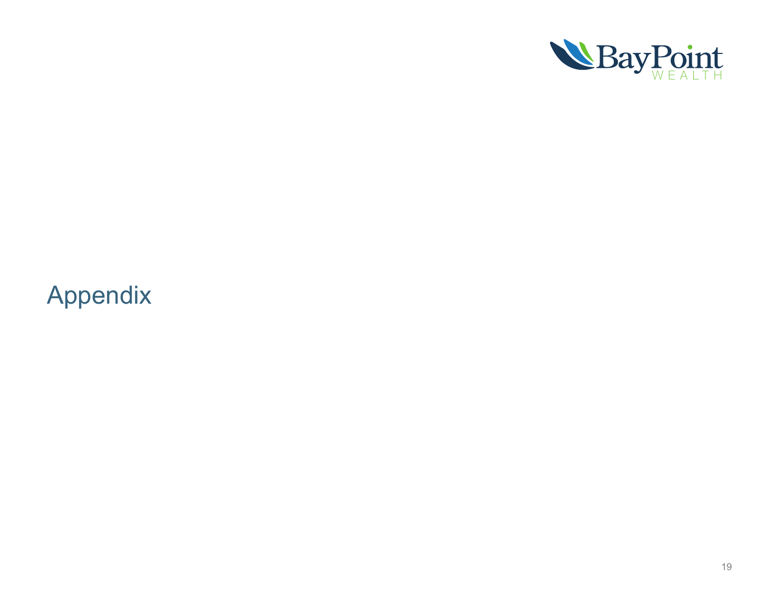# Appendix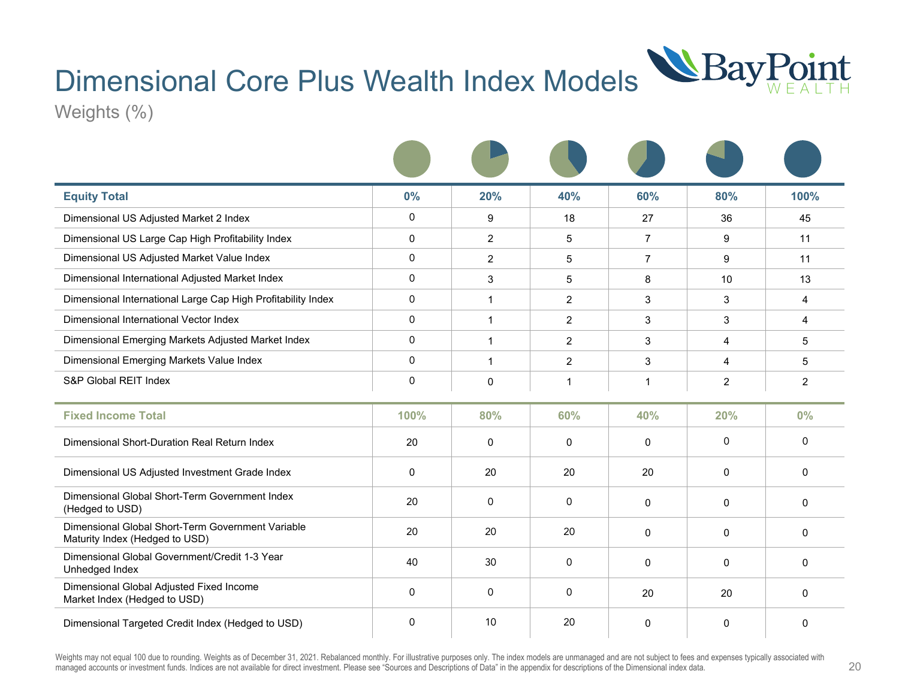# Dimensional Core Plus Wealth Index Models

Weights (%)

| Equity Total | 0% | 20% | 40% | 60% | 80% | 100% |
|---|---|---|---|---|---|---|
| Dimensional US Adjusted Market 2 Index | 0 | 9 | 18 | 27 | 36 | 45 |
| Dimensional US Large Cap High Profitability Index | 0 | 2 | 5 | 7 | 9 | 11 |
| Dimensional US Adjusted Market Value Index | 0 | 2 | 5 | 7 | 9 | 11 |
| Dimensional International Adjusted Market Index | 0 | 3 | 5 | 8 | 10 | 13 |
| Dimensional International Large Cap High Profitability Index | 0 | 1 | 2 | 3 | 3 | 4 |
| Dimensional International Vector Index | 0 | 1 | 2 | 3 | 3 | 4 |
| Dimensional Emerging Markets Adjusted Market Index | 0 | 1 | 2 | 3 | 4 | 5 |
| Dimensional Emerging Markets Value Index | 0 | 1 | 2 | 3 | 4 | 5 |
| S&P Global REIT Index | 0 | 0 | 1 | 1 | 2 | 2 |

| Fixed Income Total | 100% | 80% | 60% | 40% | 20% | 0% |
|---|---|---|---|---|---|---|
| Dimensional Short-Duration Real Return Index | 20 | 0 | 0 | 0 | 0 | 0 |
| Dimensional US Adjusted Investment Grade Index | 0 | 20 | 20 | 20 | 0 | 0 |
| Dimensional Global Short-Term Government Index (Hedged to USD) | 20 | 0 | 0 | 0 | 0 | 0 |
| Dimensional Global Short-Term Government Variable Maturity Index (Hedged to USD) | 20 | 20 | 20 | 0 | 0 | 0 |
| Dimensional Global Government/Credit 1-3 Year Unhedged Index | 40 | 30 | 0 | 0 | 0 | 0 |
| Dimensional Global Adjusted Fixed Income Market Index (Hedged to USD) | 0 | 0 | 0 | 20 | 20 | 0 |
| Dimensional Targeted Credit Index (Hedged to USD) | 0 | 10 | 20 | 0 | 0 | 0 |

Weights may not equal 100 due to rounding. Weights as of December 31, 2021. Rebalanced monthly. For illustrative purposes only. The index models are unmanaged and are not subject to fees and expenses typically associated with managed accounts or investment funds. Indices are not available for direct investment. Please see "Sources and Descriptions of Data" in the appendix for descriptions of the Dimensional index data.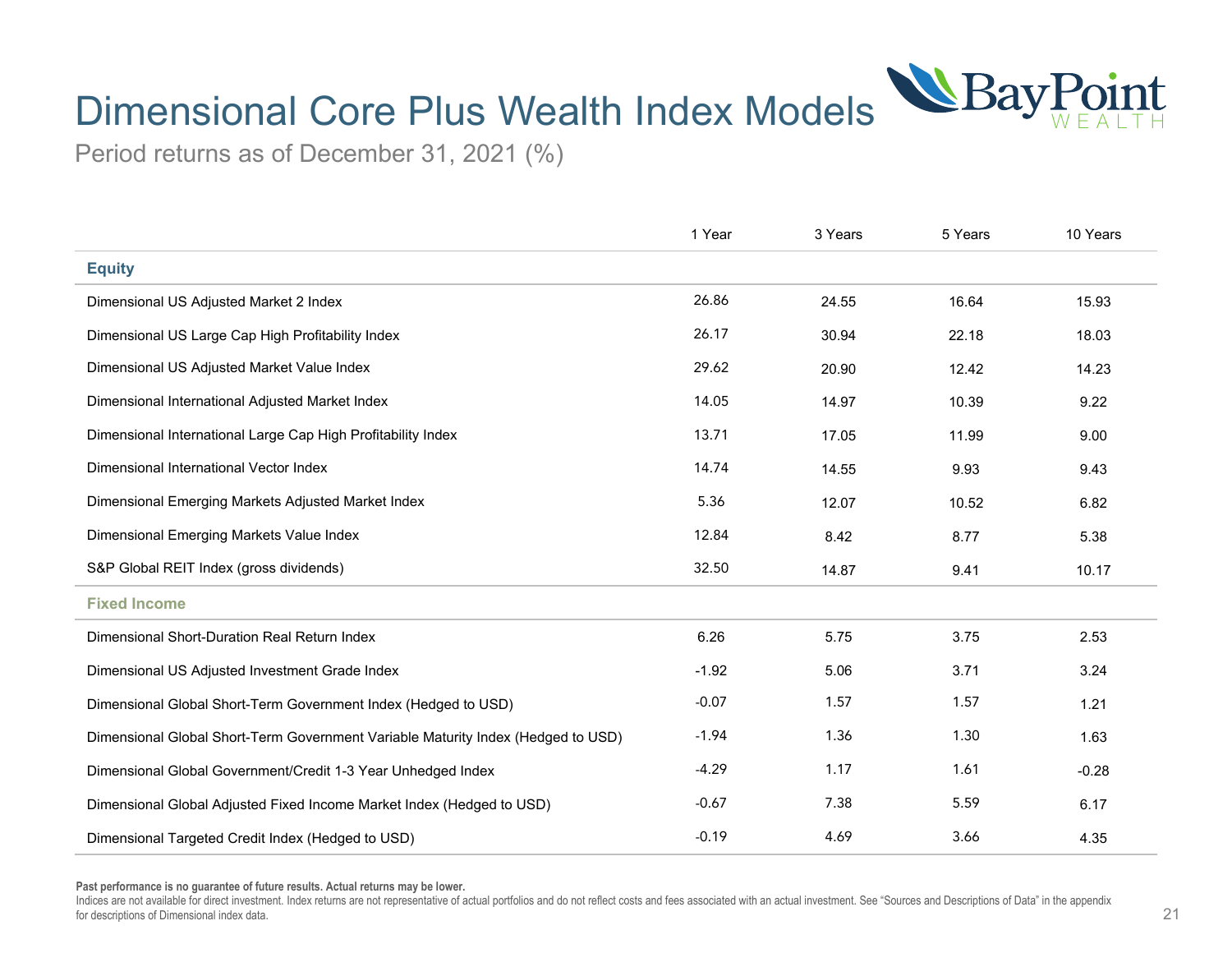# Dimensional Core Plus Wealth Index Models

Period returns as of December 31, 2021 (%)

| | 1 Year | 3 Years | 5 Years | 10 Years |
|---|---|---|---|---|
| **Equity** | | | | |
| Dimensional US Adjusted Market 2 Index | 26.86 | 24.55 | 16.64 | 15.93 |
| Dimensional US Large Cap High Profitability Index | 26.17 | 30.94 | 22.18 | 18.03 |
| Dimensional US Adjusted Market Value Index | 29.62 | 20.90 | 12.42 | 14.23 |
| Dimensional International Adjusted Market Index | 14.05 | 14.97 | 10.39 | 9.22 |
| Dimensional International Large Cap High Profitability Index | 13.71 | 17.05 | 11.99 | 9.00 |
| Dimensional International Vector Index | 14.74 | 14.55 | 9.93 | 9.43 |
| Dimensional Emerging Markets Adjusted Market Index | 5.36 | 12.07 | 10.52 | 6.82 |
| Dimensional Emerging Markets Value Index | 12.84 | 8.42 | 8.77 | 5.38 |
| S&P Global REIT Index (gross dividends) | 32.50 | 14.87 | 9.41 | 10.17 |
| **Fixed Income** | | | | |
| Dimensional Short-Duration Real Return Index | 6.26 | 5.75 | 3.75 | 2.53 |
| Dimensional US Adjusted Investment Grade Index | -1.92 | 5.06 | 3.71 | 3.24 |
| Dimensional Global Short-Term Government Index (Hedged to USD) | -0.07 | 1.57 | 1.57 | 1.21 |
| Dimensional Global Short-Term Government Variable Maturity Index (Hedged to USD) | -1.94 | 1.36 | 1.30 | 1.63 |
| Dimensional Global Government/Credit 1-3 Year Unhedged Index | -4.29 | 1.17 | 1.61 | -0.28 |
| Dimensional Global Adjusted Fixed Income Market Index (Hedged to USD) | -0.67 | 7.38 | 5.59 | 6.17 |
| Dimensional Targeted Credit Index (Hedged to USD) | -0.19 | 4.69 | 3.66 | 4.35 |

**Past performance is no guarantee of future results. Actual returns may be lower.**

Indices are not available for direct investment. Index returns are not representative of actual portfolios and do not reflect costs and fees associated with an actual investment. See "Sources and Descriptions of Data" in the appendix for descriptions of Dimensional index data.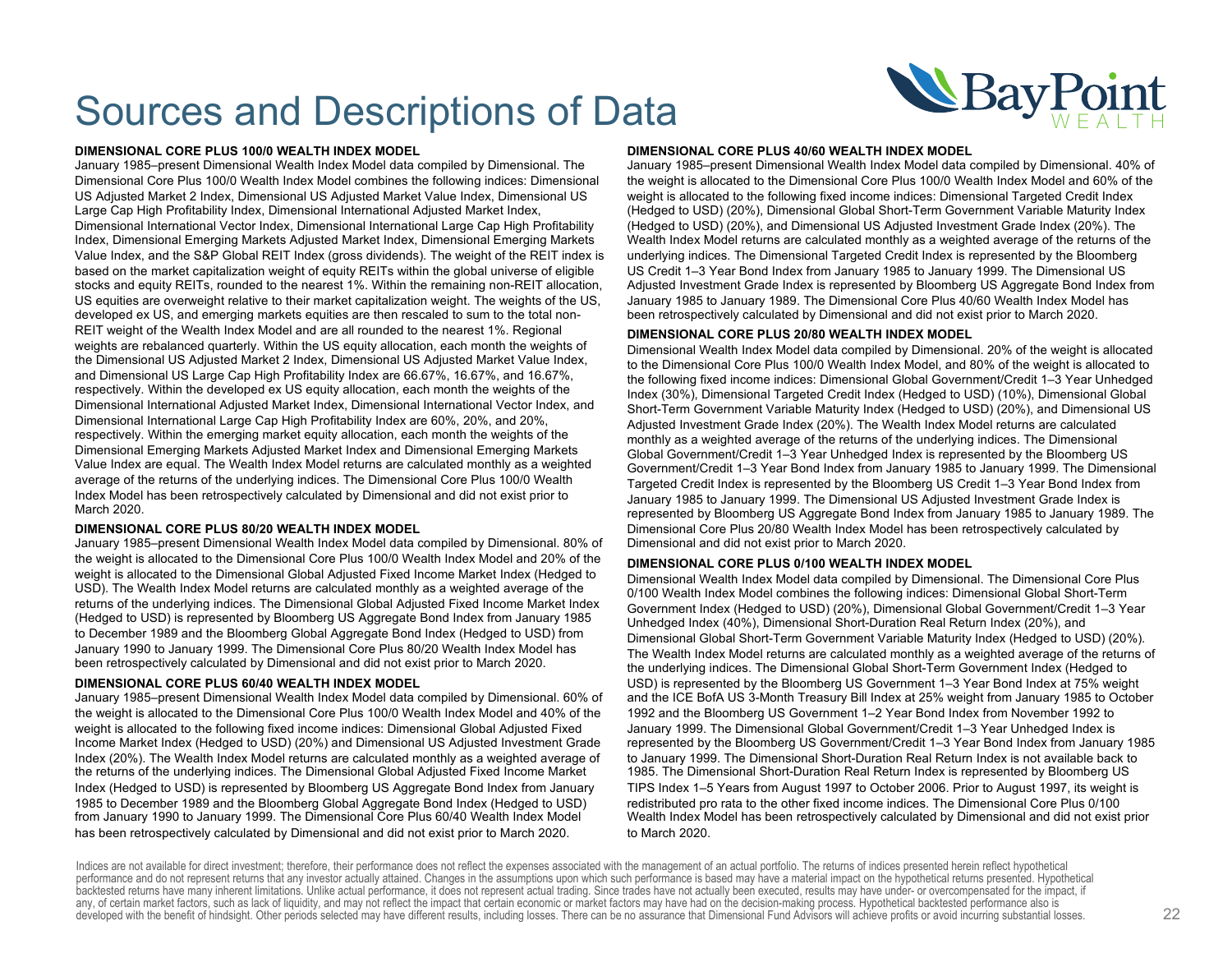# Sources and Descriptions of Data

**DIMENSIONAL CORE PLUS 100/0 WEALTH INDEX MODEL**

January 1985–present Dimensional Wealth Index Model data compiled by Dimensional. The Dimensional Core Plus 100/0 Wealth Index Model combines the following indices: Dimensional US Adjusted Market 2 Index, Dimensional US Adjusted Market Value Index, Dimensional US Large Cap High Profitability Index, Dimensional International Adjusted Market Index, Dimensional International Vector Index, Dimensional International Large Cap High Profitability Index, Dimensional Emerging Markets Adjusted Market Index, Dimensional Emerging Markets Value Index, and the S&P Global REIT Index (gross dividends). The weight of the REIT index is based on the market capitalization weight of equity REITs within the global universe of eligible stocks and equity REITs, rounded to the nearest 1%. Within the remaining non-REIT allocation, US equities are overweight relative to their market capitalization weight. The weights of the US, developed ex US, and emerging markets equities are then rescaled to sum to the total non-REIT weight of the Wealth Index Model and are all rounded to the nearest 1%. Regional weights are rebalanced quarterly. Within the US equity allocation, each month the weights of the Dimensional US Adjusted Market 2 Index, Dimensional US Adjusted Market Value Index, and Dimensional US Large Cap High Profitability Index are 66.67%, 16.67%, and 16.67%, respectively. Within the developed ex US equity allocation, each month the weights of the Dimensional International Adjusted Market Index, Dimensional International Vector Index, and Dimensional International Large Cap High Profitability Index are 60%, 20%, and 20%, respectively. Within the emerging market equity allocation, each month the weights of the Dimensional Emerging Markets Adjusted Market Index and Dimensional Emerging Markets Value Index are equal. The Wealth Index Model returns are calculated monthly as a weighted average of the returns of the underlying indices. The Dimensional Core Plus 100/0 Wealth Index Model has been retrospectively calculated by Dimensional and did not exist prior to March 2020.

**DIMENSIONAL CORE PLUS 80/20 WEALTH INDEX MODEL**

January 1985–present Dimensional Wealth Index Model data compiled by Dimensional. 80% of the weight is allocated to the Dimensional Core Plus 100/0 Wealth Index Model and 20% of the weight is allocated to the Dimensional Global Adjusted Fixed Income Market Index (Hedged to USD). The Wealth Index Model returns are calculated monthly as a weighted average of the returns of the underlying indices. The Dimensional Global Adjusted Fixed Income Market Index (Hedged to USD) is represented by Bloomberg US Aggregate Bond Index from January 1985 to December 1989 and the Bloomberg Global Aggregate Bond Index (Hedged to USD) from January 1990 to January 1999. The Dimensional Core Plus 80/20 Wealth Index Model has been retrospectively calculated by Dimensional and did not exist prior to March 2020.

**DIMENSIONAL CORE PLUS 60/40 WEALTH INDEX MODEL**

January 1985–present Dimensional Wealth Index Model data compiled by Dimensional. 60% of the weight is allocated to the Dimensional Core Plus 100/0 Wealth Index Model and 40% of the weight is allocated to the following fixed income indices: Dimensional Global Adjusted Fixed Income Market Index (Hedged to USD) (20%) and Dimensional US Adjusted Investment Grade Index (20%). The Wealth Index Model returns are calculated monthly as a weighted average of the returns of the underlying indices. The Dimensional Global Adjusted Fixed Income Market Index (Hedged to USD) is represented by Bloomberg US Aggregate Bond Index from January 1985 to December 1989 and the Bloomberg Global Aggregate Bond Index (Hedged to USD) from January 1990 to January 1999. The Dimensional Core Plus 60/40 Wealth Index Model has been retrospectively calculated by Dimensional and did not exist prior to March 2020.

**DIMENSIONAL CORE PLUS 40/60 WEALTH INDEX MODEL**

January 1985–present Dimensional Wealth Index Model data compiled by Dimensional. 40% of the weight is allocated to the Dimensional Core Plus 100/0 Wealth Index Model and 60% of the weight is allocated to the following fixed income indices: Dimensional Targeted Credit Index (Hedged to USD) (20%), Dimensional Global Short-Term Government Variable Maturity Index (Hedged to USD) (20%), and Dimensional US Adjusted Investment Grade Index (20%). The Wealth Index Model returns are calculated monthly as a weighted average of the returns of the underlying indices. The Dimensional Targeted Credit Index is represented by the Bloomberg US Credit 1–3 Year Bond Index from January 1985 to January 1999. The Dimensional US Adjusted Investment Grade Index is represented by Bloomberg US Aggregate Bond Index from January 1985 to January 1989. The Dimensional Core Plus 40/60 Wealth Index Model has been retrospectively calculated by Dimensional and did not exist prior to March 2020.

**DIMENSIONAL CORE PLUS 20/80 WEALTH INDEX MODEL**

Dimensional Wealth Index Model data compiled by Dimensional. 20% of the weight is allocated to the Dimensional Core Plus 100/0 Wealth Index Model, and 80% of the weight is allocated to the following fixed income indices: Dimensional Global Government/Credit 1–3 Year Unhedged Index (30%), Dimensional Targeted Credit Index (Hedged to USD) (10%), Dimensional Global Short-Term Government Variable Maturity Index (Hedged to USD) (20%), and Dimensional US Adjusted Investment Grade Index (20%). The Wealth Index Model returns are calculated monthly as a weighted average of the returns of the underlying indices. The Dimensional Global Government/Credit 1–3 Year Unhedged Index is represented by the Bloomberg US Government/Credit 1–3 Year Bond Index from January 1985 to January 1999. The Dimensional Targeted Credit Index is represented by the Bloomberg US Credit 1–3 Year Bond Index from January 1985 to January 1999. The Dimensional US Adjusted Investment Grade Index is represented by Bloomberg US Aggregate Bond Index from January 1985 to January 1989. The Dimensional Core Plus 20/80 Wealth Index Model has been retrospectively calculated by Dimensional and did not exist prior to March 2020.

**DIMENSIONAL CORE PLUS 0/100 WEALTH INDEX MODEL**

Dimensional Wealth Index Model data compiled by Dimensional. The Dimensional Core Plus 0/100 Wealth Index Model combines the following indices: Dimensional Global Short-Term Government Index (Hedged to USD) (20%), Dimensional Global Government/Credit 1–3 Year Unhedged Index (40%), Dimensional Short-Duration Real Return Index (20%), and Dimensional Global Short-Term Government Variable Maturity Index (Hedged to USD) (20%). The Wealth Index Model returns are calculated monthly as a weighted average of the returns of the underlying indices. The Dimensional Global Short-Term Government Index (Hedged to USD) is represented by the Bloomberg US Government 1–3 Year Bond Index at 75% weight and the ICE BofA US 3-Month Treasury Bill Index at 25% weight from January 1985 to October 1992 and the Bloomberg US Government 1–2 Year Bond Index from November 1992 to January 1999. The Dimensional Global Government/Credit 1–3 Year Unhedged Index is represented by the Bloomberg US Government/Credit 1–3 Year Bond Index from January 1985 to January 1999. The Dimensional Short-Duration Real Return Index is not available back to 1985. The Dimensional Short-Duration Real Return Index is represented by Bloomberg US TIPS Index 1–5 Years from August 1997 to October 2006. Prior to August 1997, its weight is redistributed pro rata to the other fixed income indices. The Dimensional Core Plus 0/100 Wealth Index Model has been retrospectively calculated by Dimensional and did not exist prior to March 2020.

Indices are not available for direct investment; therefore, their performance does not reflect the expenses associated with the management of an actual portfolio. The returns of indices presented herein reflect hypothetical performance and do not represent returns that any investor actually attained. Changes in the assumptions upon which such performance is based may have a material impact on the hypothetical returns presented. Hypothetical backtested returns have many inherent limitations. Unlike actual performance, it does not represent actual trading. Since trades have not actually been executed, results may have under- or overcompensated for the impact, if any, of certain market factors, such as lack of liquidity, and may not reflect the impact that certain economic or market factors may have had on the decision-making process. Hypothetical backtested performance also is developed with the benefit of hindsight. Other periods selected may have different results, including losses. There can be no assurance that Dimensional Fund Advisors will achieve profits or avoid incurring substantial losses.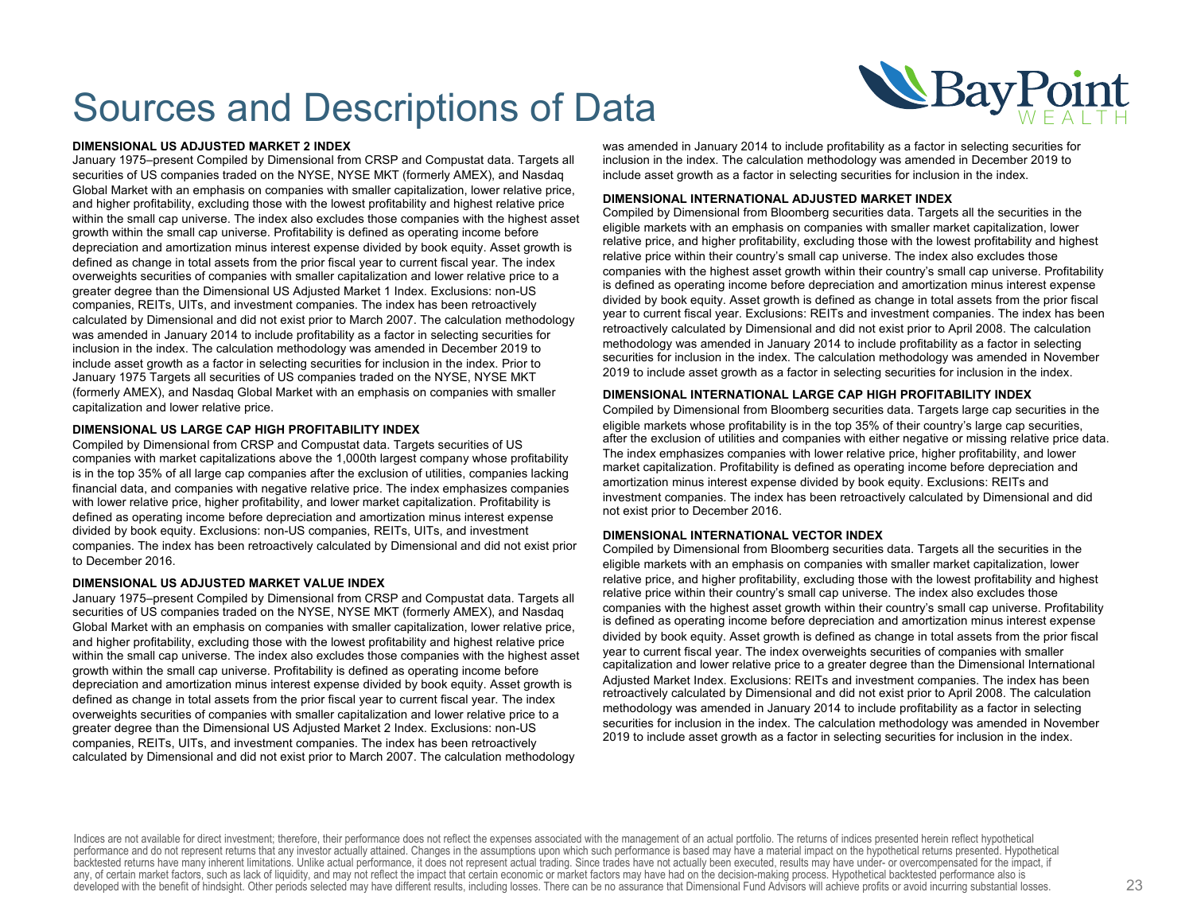# Sources and Descriptions of Data

**DIMENSIONAL US ADJUSTED MARKET 2 INDEX**

January 1975–present Compiled by Dimensional from CRSP and Compustat data. Targets all securities of US companies traded on the NYSE, NYSE MKT (formerly AMEX), and Nasdaq Global Market with an emphasis on companies with smaller capitalization, lower relative price, and higher profitability, excluding those with the lowest profitability and highest relative price within the small cap universe. The index also excludes those companies with the highest asset growth within the small cap universe. Profitability is defined as operating income before depreciation and amortization minus interest expense divided by book equity. Asset growth is defined as change in total assets from the prior fiscal year to current fiscal year. The index overweights securities of companies with smaller capitalization and lower relative price to a greater degree than the Dimensional US Adjusted Market 1 Index. Exclusions: non-US companies, REITs, UITs, and investment companies. The index has been retroactively calculated by Dimensional and did not exist prior to March 2007. The calculation methodology was amended in January 2014 to include profitability as a factor in selecting securities for inclusion in the index. The calculation methodology was amended in December 2019 to include asset growth as a factor in selecting securities for inclusion in the index. Prior to January 1975 Targets all securities of US companies traded on the NYSE, NYSE MKT (formerly AMEX), and Nasdaq Global Market with an emphasis on companies with smaller capitalization and lower relative price.

**DIMENSIONAL US LARGE CAP HIGH PROFITABILITY INDEX**

Compiled by Dimensional from CRSP and Compustat data. Targets securities of US companies with market capitalizations above the 1,000th largest company whose profitability is in the top 35% of all large cap companies after the exclusion of utilities, companies lacking financial data, and companies with negative relative price. The index emphasizes companies with lower relative price, higher profitability, and lower market capitalization. Profitability is defined as operating income before depreciation and amortization minus interest expense divided by book equity. Exclusions: non-US companies, REITs, UITs, and investment companies. The index has been retroactively calculated by Dimensional and did not exist prior to December 2016.

**DIMENSIONAL US ADJUSTED MARKET VALUE INDEX**

January 1975–present Compiled by Dimensional from CRSP and Compustat data. Targets all securities of US companies traded on the NYSE, NYSE MKT (formerly AMEX), and Nasdaq Global Market with an emphasis on companies with smaller capitalization, lower relative price, and higher profitability, excluding those with the lowest profitability and highest relative price within the small cap universe. The index also excludes those companies with the highest asset growth within the small cap universe. Profitability is defined as operating income before depreciation and amortization minus interest expense divided by book equity. Asset growth is defined as change in total assets from the prior fiscal year to current fiscal year. The index overweights securities of companies with smaller capitalization and lower relative price to a greater degree than the Dimensional US Adjusted Market 2 Index. Exclusions: non-US companies, REITs, UITs, and investment companies. The index has been retroactively calculated by Dimensional and did not exist prior to March 2007. The calculation methodology was amended in January 2014 to include profitability as a factor in selecting securities for inclusion in the index. The calculation methodology was amended in December 2019 to include asset growth as a factor in selecting securities for inclusion in the index.

**DIMENSIONAL INTERNATIONAL ADJUSTED MARKET INDEX**

Compiled by Dimensional from Bloomberg securities data. Targets all the securities in the eligible markets with an emphasis on companies with smaller market capitalization, lower relative price, and higher profitability, excluding those with the lowest profitability and highest relative price within their country's small cap universe. The index also excludes those companies with the highest asset growth within their country's small cap universe. Profitability is defined as operating income before depreciation and amortization minus interest expense divided by book equity. Asset growth is defined as change in total assets from the prior fiscal year to current fiscal year. Exclusions: REITs and investment companies. The index has been retroactively calculated by Dimensional and did not exist prior to April 2008. The calculation methodology was amended in January 2014 to include profitability as a factor in selecting securities for inclusion in the index. The calculation methodology was amended in November 2019 to include asset growth as a factor in selecting securities for inclusion in the index.

**DIMENSIONAL INTERNATIONAL LARGE CAP HIGH PROFITABILITY INDEX**

Compiled by Dimensional from Bloomberg securities data. Targets large cap securities in the eligible markets whose profitability is in the top 35% of their country's large cap securities, after the exclusion of utilities and companies with either negative or missing relative price data. The index emphasizes companies with lower relative price, higher profitability, and lower market capitalization. Profitability is defined as operating income before depreciation and amortization minus interest expense divided by book equity. Exclusions: REITs and investment companies. The index has been retroactively calculated by Dimensional and did not exist prior to December 2016.

**DIMENSIONAL INTERNATIONAL VECTOR INDEX**

Compiled by Dimensional from Bloomberg securities data. Targets all the securities in the eligible markets with an emphasis on companies with smaller market capitalization, lower relative price, and higher profitability, excluding those with the lowest profitability and highest relative price within their country's small cap universe. The index also excludes those companies with the highest asset growth within their country's small cap universe. Profitability is defined as operating income before depreciation and amortization minus interest expense divided by book equity. Asset growth is defined as change in total assets from the prior fiscal year to current fiscal year. The index overweights securities of companies with smaller capitalization and lower relative price to a greater degree than the Dimensional International Adjusted Market Index. Exclusions: REITs and investment companies. The index has been retroactively calculated by Dimensional and did not exist prior to April 2008. The calculation methodology was amended in January 2014 to include profitability as a factor in selecting securities for inclusion in the index. The calculation methodology was amended in November 2019 to include asset growth as a factor in selecting securities for inclusion in the index.

Indices are not available for direct investment; therefore, their performance does not reflect the expenses associated with the management of an actual portfolio. The returns of indices presented herein reflect hypothetical performance and do not represent returns that any investor actually attained. Changes in the assumptions upon which such performance is based may have a material impact on the hypothetical returns presented. Hypothetical backtested returns have many inherent limitations. Unlike actual performance, it does not represent actual trading. Since trades have not actually been executed, results may have under- or overcompensated for the impact, if any, of certain market factors, such as lack of liquidity, and may not reflect the impact that certain economic or market factors may have had on the decision-making process. Hypothetical backtested performance also is developed with the benefit of hindsight. Other periods selected may have different results, including losses. There can be no assurance that Dimensional Fund Advisors will achieve profits or avoid incurring substantial losses.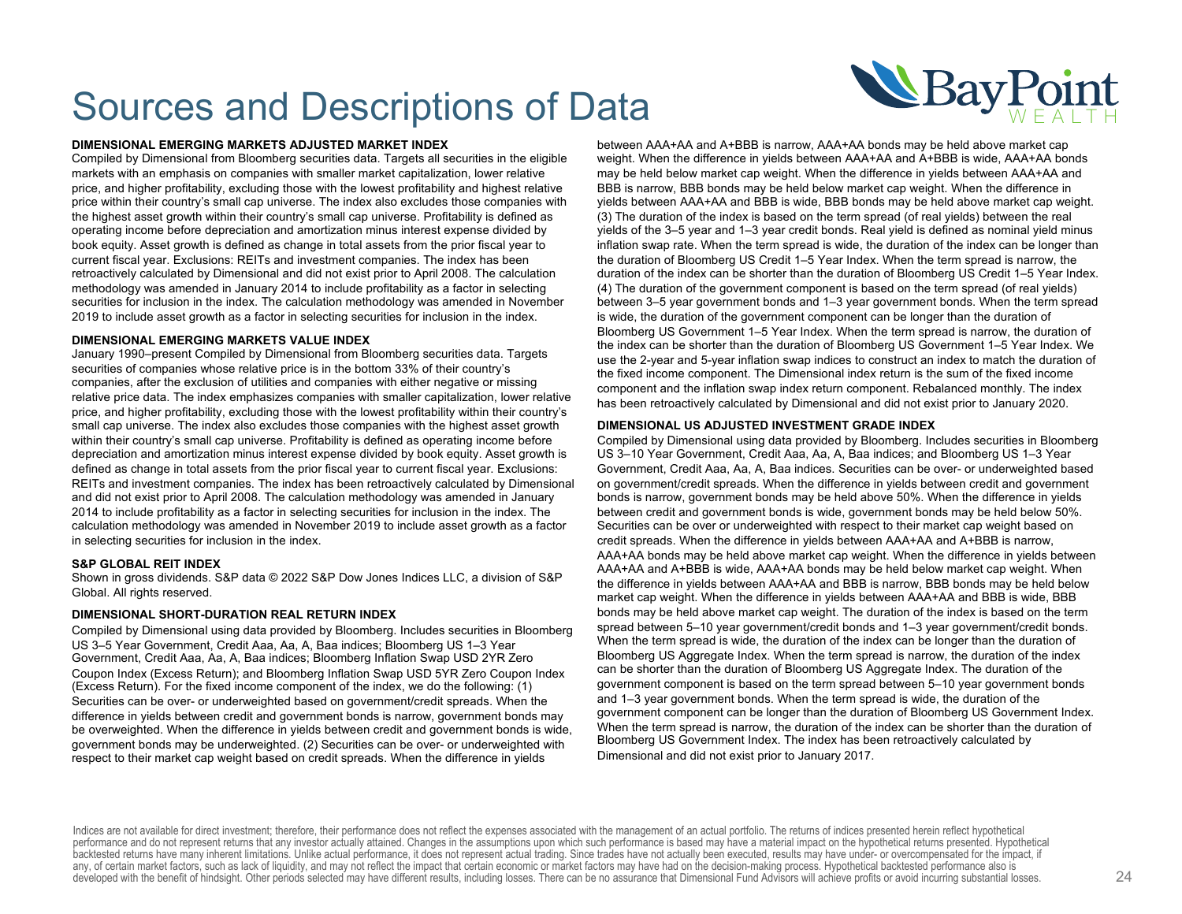# Sources and Descriptions of Data

**DIMENSIONAL EMERGING MARKETS ADJUSTED MARKET INDEX**

Compiled by Dimensional from Bloomberg securities data. Targets all securities in the eligible markets with an emphasis on companies with smaller market capitalization, lower relative price, and higher profitability, excluding those with the lowest profitability and highest relative price within their country's small cap universe. The index also excludes those companies with the highest asset growth within their country's small cap universe. Profitability is defined as operating income before depreciation and amortization minus interest expense divided by book equity. Asset growth is defined as change in total assets from the prior fiscal year to current fiscal year. Exclusions: REITs and investment companies. The index has been retroactively calculated by Dimensional and did not exist prior to April 2008. The calculation methodology was amended in January 2014 to include profitability as a factor in selecting securities for inclusion in the index. The calculation methodology was amended in November 2019 to include asset growth as a factor in selecting securities for inclusion in the index.

**DIMENSIONAL EMERGING MARKETS VALUE INDEX**

January 1990–present Compiled by Dimensional from Bloomberg securities data. Targets securities of companies whose relative price is in the bottom 33% of their country's companies, after the exclusion of utilities and companies with either negative or missing relative price data. The index emphasizes companies with smaller capitalization, lower relative price, and higher profitability, excluding those with the lowest profitability within their country's small cap universe. The index also excludes those companies with the highest asset growth within their country's small cap universe. Profitability is defined as operating income before depreciation and amortization minus interest expense divided by book equity. Asset growth is defined as change in total assets from the prior fiscal year to current fiscal year. Exclusions: REITs and investment companies. The index has been retroactively calculated by Dimensional and did not exist prior to April 2008. The calculation methodology was amended in January 2014 to include profitability as a factor in selecting securities for inclusion in the index. The calculation methodology was amended in November 2019 to include asset growth as a factor in selecting securities for inclusion in the index.

**S&P GLOBAL REIT INDEX**

Shown in gross dividends. S&P data © 2022 S&P Dow Jones Indices LLC, a division of S&P Global. All rights reserved.

**DIMENSIONAL SHORT-DURATION REAL RETURN INDEX**

Compiled by Dimensional using data provided by Bloomberg. Includes securities in Bloomberg US 3–5 Year Government, Credit Aaa, Aa, A, Baa indices; Bloomberg US 1–3 Year Government, Credit Aaa, Aa, A, Baa indices; Bloomberg Inflation Swap USD 2YR Zero Coupon Index (Excess Return); and Bloomberg Inflation Swap USD 5YR Zero Coupon Index (Excess Return). For the fixed income component of the index, we do the following: (1) Securities can be over- or underweighted based on government/credit spreads. When the difference in yields between credit and government bonds is narrow, government bonds may be overweighted. When the difference in yields between credit and government bonds is wide, government bonds may be underweighted. (2) Securities can be over- or underweighted with respect to their market cap weight based on credit spreads. When the difference in yields between AAA+AA and A+BBB is narrow, AAA+AA bonds may be held above market cap weight. When the difference in yields between AAA+AA and A+BBB is wide, AAA+AA bonds may be held below market cap weight. When the difference in yields between AAA+AA and BBB is narrow, BBB bonds may be held below market cap weight. When the difference in yields between AAA+AA and BBB is wide, BBB bonds may be held above market cap weight. (3) The duration of the index is based on the term spread (of real yields) between the real yields of the 3–5 year and 1–3 year credit bonds. Real yield is defined as nominal yield minus inflation swap rate. When the term spread is wide, the duration of the index can be longer than the duration of Bloomberg US Credit 1–5 Year Index. When the term spread is narrow, the duration of the index can be shorter than the duration of Bloomberg US Credit 1–5 Year Index. (4) The duration of the government component is based on the term spread (of real yields) between 3–5 year government bonds and 1–3 year government bonds. When the term spread is wide, the duration of the government component can be longer than the duration of Bloomberg US Government 1–5 Year Index. When the term spread is narrow, the duration of the index can be shorter than the duration of Bloomberg US Government 1–5 Year Index. We use the 2-year and 5-year inflation swap indices to construct an index to match the duration of the fixed income component. The Dimensional index return is the sum of the fixed income component and the inflation swap index return component. Rebalanced monthly. The index has been retroactively calculated by Dimensional and did not exist prior to January 2020.

**DIMENSIONAL US ADJUSTED INVESTMENT GRADE INDEX**

Compiled by Dimensional using data provided by Bloomberg. Includes securities in Bloomberg US 3–10 Year Government, Credit Aaa, Aa, A, Baa indices; and Bloomberg US 1–3 Year Government, Credit Aaa, Aa, A, Baa indices. Securities can be over- or underweighted based on government/credit spreads. When the difference in yields between credit and government bonds is narrow, government bonds may be held above 50%. When the difference in yields between credit and government bonds is wide, government bonds may be held below 50%. Securities can be over or underweighted with respect to their market cap weight based on credit spreads. When the difference in yields between AAA+AA and A+BBB is narrow, AAA+AA bonds may be held above market cap weight. When the difference in yields between AAA+AA and A+BBB is wide, AAA+AA bonds may be held below market cap weight. When the difference in yields between AAA+AA and BBB is narrow, BBB bonds may be held below market cap weight. When the difference in yields between AAA+AA and BBB is wide, BBB bonds may be held above market cap weight. The duration of the index is based on the term spread between 5–10 year government/credit bonds and 1–3 year government/credit bonds. When the term spread is wide, the duration of the index can be longer than the duration of Bloomberg US Aggregate Index. When the term spread is narrow, the duration of the index can be shorter than the duration of Bloomberg US Aggregate Index. The duration of the government component is based on the term spread between 5–10 year government bonds and 1–3 year government bonds. When the term spread is wide, the duration of the government component can be longer than the duration of Bloomberg US Government Index. When the term spread is narrow, the duration of the index can be shorter than the duration of Bloomberg US Government Index. The index has been retroactively calculated by Dimensional and did not exist prior to January 2017.

Indices are not available for direct investment; therefore, their performance does not reflect the expenses associated with the management of an actual portfolio. The returns of indices presented herein reflect hypothetical performance and do not represent returns that any investor actually attained. Changes in the assumptions upon which such performance is based may have a material impact on the hypothetical returns presented. Hypothetical backtested returns have many inherent limitations. Unlike actual performance, it does not represent actual trading. Since trades have not actually been executed, results may have under- or overcompensated for the impact, if any, of certain market factors, such as lack of liquidity, and may not reflect the impact that certain economic or market factors may have had on the decision-making process. Hypothetical backtested performance also is developed with the benefit of hindsight. Other periods selected may have different results, including losses. There can be no assurance that Dimensional Fund Advisors will achieve profits or avoid incurring substantial losses.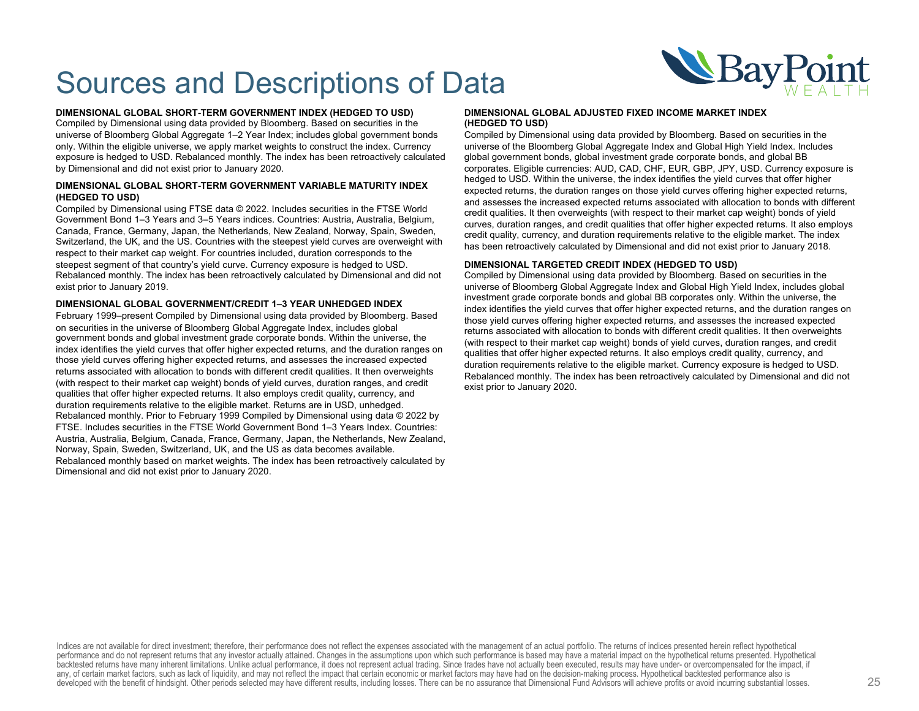# Sources and Descriptions of Data

**DIMENSIONAL GLOBAL SHORT-TERM GOVERNMENT INDEX (HEDGED TO USD)**
Compiled by Dimensional using data provided by Bloomberg. Based on securities in the universe of Bloomberg Global Aggregate 1–2 Year Index; includes global government bonds only. Within the eligible universe, we apply market weights to construct the index. Currency exposure is hedged to USD. Rebalanced monthly. The index has been retroactively calculated by Dimensional and did not exist prior to January 2020.

**DIMENSIONAL GLOBAL SHORT-TERM GOVERNMENT VARIABLE MATURITY INDEX (HEDGED TO USD)**
Compiled by Dimensional using FTSE data © 2022. Includes securities in the FTSE World Government Bond 1–3 Years and 3–5 Years indices. Countries: Austria, Australia, Belgium, Canada, France, Germany, Japan, the Netherlands, New Zealand, Norway, Spain, Sweden, Switzerland, the UK, and the US. Countries with the steepest yield curves are overweight with respect to their market cap weight. For countries included, duration corresponds to the steepest segment of that country's yield curve. Currency exposure is hedged to USD. Rebalanced monthly. The index has been retroactively calculated by Dimensional and did not exist prior to January 2019.

**DIMENSIONAL GLOBAL GOVERNMENT/CREDIT 1–3 YEAR UNHEDGED INDEX**
February 1999–present Compiled by Dimensional using data provided by Bloomberg. Based on securities in the universe of Bloomberg Global Aggregate Index, includes global government bonds and global investment grade corporate bonds. Within the universe, the index identifies the yield curves that offer higher expected returns, and the duration ranges on those yield curves offering higher expected returns, and assesses the increased expected returns associated with allocation to bonds with different credit qualities. It then overweights (with respect to their market cap weight) bonds of yield curves, duration ranges, and credit qualities that offer higher expected returns. It also employs credit quality, currency, and duration requirements relative to the eligible market. Returns are in USD, unhedged. Rebalanced monthly. Prior to February 1999 Compiled by Dimensional using data © 2022 by FTSE. Includes securities in the FTSE World Government Bond 1–3 Years Index. Countries: Austria, Australia, Belgium, Canada, France, Germany, Japan, the Netherlands, New Zealand, Norway, Spain, Sweden, Switzerland, UK, and the US as data becomes available. Rebalanced monthly based on market weights. The index has been retroactively calculated by Dimensional and did not exist prior to January 2020.

**DIMENSIONAL GLOBAL ADJUSTED FIXED INCOME MARKET INDEX (HEDGED TO USD)**
Compiled by Dimensional using data provided by Bloomberg. Based on securities in the universe of the Bloomberg Global Aggregate Index and Global High Yield Index. Includes global government bonds, global investment grade corporate bonds, and global BB corporates. Eligible currencies: AUD, CAD, CHF, EUR, GBP, JPY, USD. Currency exposure is hedged to USD. Within the universe, the index identifies the yield curves that offer higher expected returns, the duration ranges on those yield curves offering higher expected returns, and assesses the increased expected returns associated with allocation to bonds with different credit qualities. It then overweights (with respect to their market cap weight) bonds of yield curves, duration ranges, and credit qualities that offer higher expected returns. It also employs credit quality, currency, and duration requirements relative to the eligible market. The index has been retroactively calculated by Dimensional and did not exist prior to January 2018.

**DIMENSIONAL TARGETED CREDIT INDEX (HEDGED TO USD)**
Compiled by Dimensional using data provided by Bloomberg. Based on securities in the universe of Bloomberg Global Aggregate Index and Global High Yield Index, includes global investment grade corporate bonds and global BB corporates only. Within the universe, the index identifies the yield curves that offer higher expected returns, and the duration ranges on those yield curves offering higher expected returns, and assesses the increased expected returns associated with allocation to bonds with different credit qualities. It then overweights (with respect to their market cap weight) bonds of yield curves, duration ranges, and credit qualities that offer higher expected returns. It also employs credit quality, currency, and duration requirements relative to the eligible market. Currency exposure is hedged to USD. Rebalanced monthly. The index has been retroactively calculated by Dimensional and did not exist prior to January 2020.

Indices are not available for direct investment; therefore, their performance does not reflect the expenses associated with the management of an actual portfolio. The returns of indices presented herein reflect hypothetical performance and do not represent returns that any investor actually attained. Changes in the assumptions upon which such performance is based may have a material impact on the hypothetical returns presented. Hypothetical backtested returns have many inherent limitations. Unlike actual performance, it does not represent actual trading. Since trades have not actually been executed, results may have under- or overcompensated for the impact, if any, of certain market factors, such as lack of liquidity, and may not reflect the impact that certain economic or market factors may have had on the decision-making process. Hypothetical backtested performance also is developed with the benefit of hindsight. Other periods selected may have different results, including losses. There can be no assurance that Dimensional Fund Advisors will achieve profits or avoid incurring substantial losses.